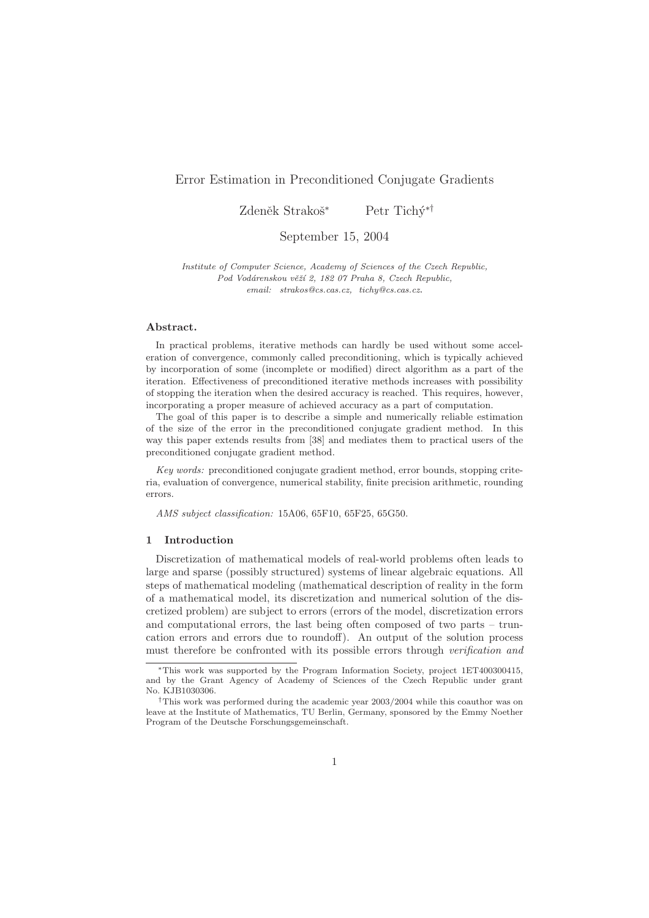# Error Estimation in Preconditioned Conjugate Gradients

Zdeněk Strakoš[*] Petr Tichý[*†]

September 15, 2004

*Institute of Computer Science, Academy of Sciences of the Czech Republic, Pod Vodárenskou věží 2, 182 07 Praha 8, Czech Republic, email: strakos@cs.cas.cz, tichy@cs.cas.cz.*

### Abstract.

In practical problems, iterative methods can hardly be used without some acceleration of convergence, commonly called preconditioning, which is typically achieved by incorporation of some (incomplete or modified) direct algorithm as a part of the iteration. Effectiveness of preconditioned iterative methods increases with possibility of stopping the iteration when the desired accuracy is reached. This requires, however, incorporating a proper measure of achieved accuracy as a part of computation.

The goal of this paper is to describe a simple and numerically reliable estimation of the size of the error in the preconditioned conjugate gradient method. In this way this paper extends results from [38] and mediates them to practical users of the preconditioned conjugate gradient method.

*Key words:* preconditioned conjugate gradient method, error bounds, stopping criteria, evaluation of convergence, numerical stability, finite precision arithmetic, rounding errors.

*AMS subject classification:* 15A06, 65F10, 65F25, 65G50.

## 1 Introduction

Discretization of mathematical models of real-world problems often leads to large and sparse (possibly structured) systems of linear algebraic equations. All steps of mathematical modeling (mathematical description of reality in the form of a mathematical model, its discretization and numerical solution of the discretized problem) are subject to errors (errors of the model, discretization errors and computational errors, the last being often composed of two parts – truncation errors and errors due to roundoff). An output of the solution process must therefore be confronted with its possible errors through *verification and*

[*]This work was supported by the Program Information Society, project 1ET400300415, and by the Grant Agency of Academy of Sciences of the Czech Republic under grant No. KJB1030306.

[†]This work was performed during the academic year 2003/2004 while this coauthor was on leave at the Institute of Mathematics, TU Berlin, Germany, sponsored by the Emmy Noether Program of the Deutsche Forschungsgemeinschaft.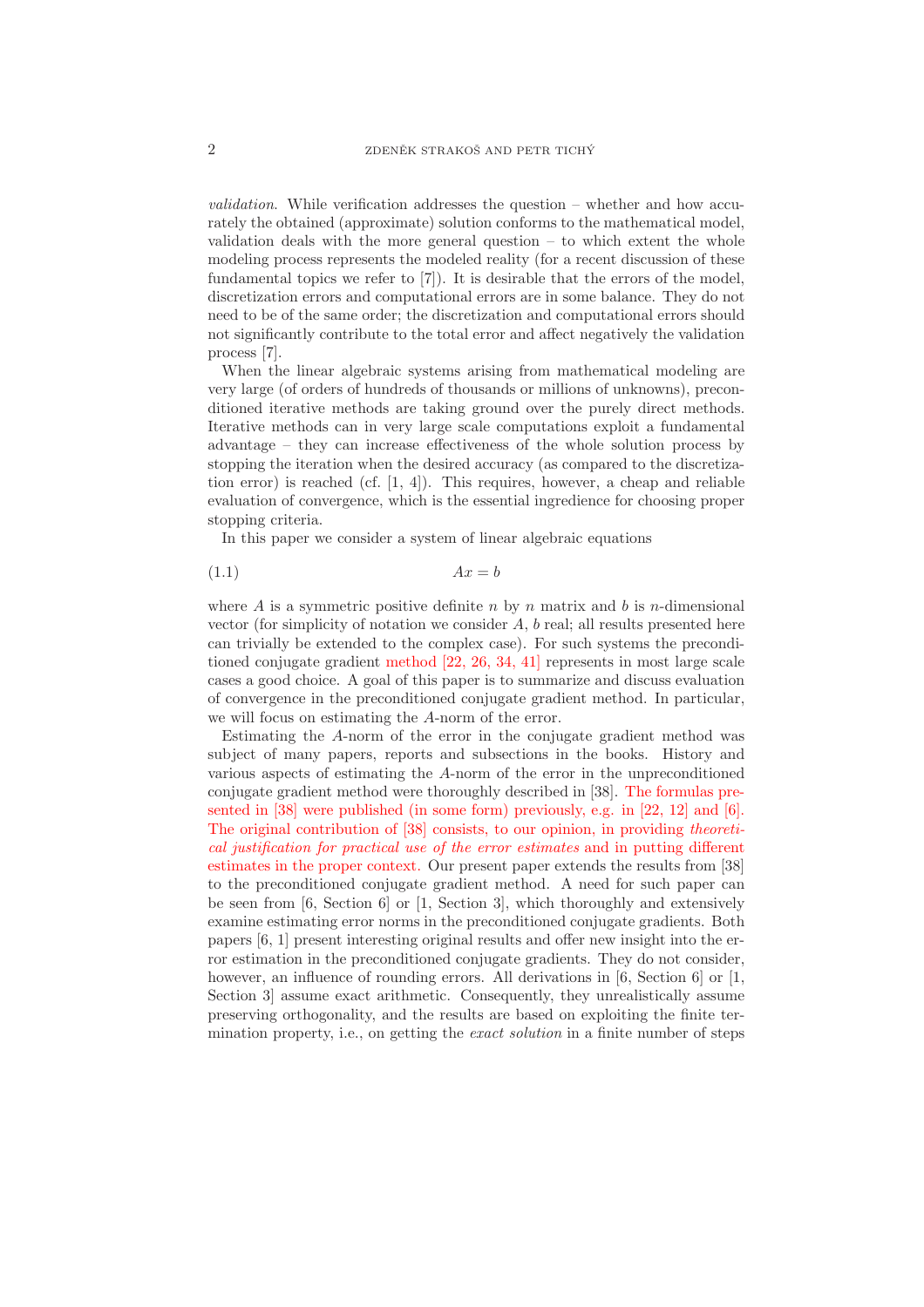*validation*. While verification addresses the question – whether and how accurately the obtained (approximate) solution conforms to the mathematical model, validation deals with the more general question – to which extent the whole modeling process represents the modeled reality (for a recent discussion of these fundamental topics we refer to [7]). It is desirable that the errors of the model, discretization errors and computational errors are in some balance. They do not need to be of the same order; the discretization and computational errors should not significantly contribute to the total error and affect negatively the validation process [7].

When the linear algebraic systems arising from mathematical modeling are very large (of orders of hundreds of thousands or millions of unknowns), preconditioned iterative methods are taking ground over the purely direct methods. Iterative methods can in very large scale computations exploit a fundamental advantage – they can increase effectiveness of the whole solution process by stopping the iteration when the desired accuracy (as compared to the discretization error) is reached (cf. [1, 4]). This requires, however, a cheap and reliable evaluation of convergence, which is the essential ingredience for choosing proper stopping criteria.

In this paper we consider a system of linear algebraic equations

$$Ax = b \tag{1.1}$$

where $A$ is a symmetric positive definite $n$ by $n$ matrix and $b$ is $n$-dimensional vector (for simplicity of notation we consider $A$, $b$ real; all results presented here can trivially be extended to the complex case). For such systems the preconditioned conjugate gradient method [22, 26, 34, 41] represents in most large scale cases a good choice. A goal of this paper is to summarize and discuss evaluation of convergence in the preconditioned conjugate gradient method. In particular, we will focus on estimating the $A$-norm of the error.

Estimating the $A$-norm of the error in the conjugate gradient method was subject of many papers, reports and subsections in the books. History and various aspects of estimating the $A$-norm of the error in the unpreconditioned conjugate gradient method were thoroughly described in [38]. The formulas presented in [38] were published (in some form) previously, e.g. in [22, 12] and [6]. The original contribution of [38] consists, to our opinion, in providing *theoretical justification for practical use of the error estimates* and in putting different estimates in the proper context. Our present paper extends the results from [38] to the preconditioned conjugate gradient method. A need for such paper can be seen from [6, Section 6] or [1, Section 3], which thoroughly and extensively examine estimating error norms in the preconditioned conjugate gradients. Both papers [6, 1] present interesting original results and offer new insight into the error estimation in the preconditioned conjugate gradients. They do not consider, however, an influence of rounding errors. All derivations in [6, Section 6] or [1, Section 3] assume exact arithmetic. Consequently, they unrealistically assume preserving orthogonality, and the results are based on exploiting the finite termination property, i.e., on getting the *exact solution* in a finite number of steps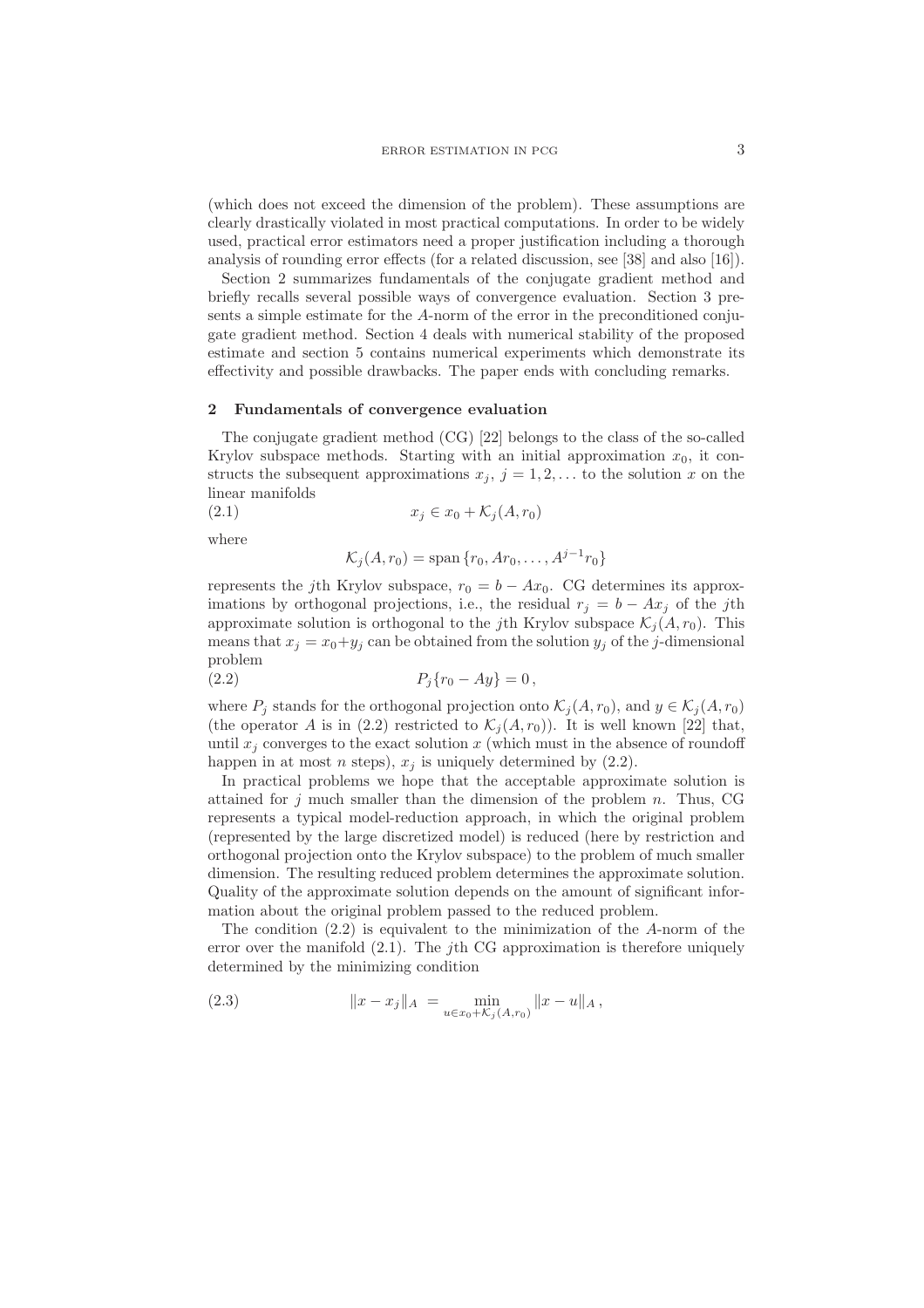(which does not exceed the dimension of the problem). These assumptions are clearly drastically violated in most practical computations. In order to be widely used, practical error estimators need a proper justification including a thorough analysis of rounding error effects (for a related discussion, see [38] and also [16]).

Section 2 summarizes fundamentals of the conjugate gradient method and briefly recalls several possible ways of convergence evaluation. Section 3 presents a simple estimate for the $A$-norm of the error in the preconditioned conjugate gradient method. Section 4 deals with numerical stability of the proposed estimate and section 5 contains numerical experiments which demonstrate its effectivity and possible drawbacks. The paper ends with concluding remarks.

## 2 Fundamentals of convergence evaluation

The conjugate gradient method (CG) [22] belongs to the class of the so-called Krylov subspace methods. Starting with an initial approximation $x_0$, it constructs the subsequent approximations $x_j$, $j = 1, 2, \ldots$ to the solution $x$ on the linear manifolds

$$x_j \in x_0 + \mathcal{K}_j(A, r_0) \tag{2.1}$$

where

$$\mathcal{K}_j(A, r_0) = \text{span}\,\{r_0, Ar_0, \ldots, A^{j-1}r_0\}$$

represents the $j$th Krylov subspace, $r_0 = b - Ax_0$. CG determines its approximations by orthogonal projections, i.e., the residual $r_j = b - Ax_j$ of the $j$th approximate solution is orthogonal to the $j$th Krylov subspace $\mathcal{K}_j(A, r_0)$. This means that $x_j = x_0 + y_j$ can be obtained from the solution $y_j$ of the $j$-dimensional problem

$$P_j\{r_0 - Ay\} = 0\,, \tag{2.2}$$

where $P_j$ stands for the orthogonal projection onto $\mathcal{K}_j(A, r_0)$, and $y \in \mathcal{K}_j(A, r_0)$ (the operator $A$ is in (2.2) restricted to $\mathcal{K}_j(A, r_0)$). It is well known [22] that, until $x_j$ converges to the exact solution $x$ (which must in the absence of roundoff happen in at most $n$ steps), $x_j$ is uniquely determined by (2.2).

In practical problems we hope that the acceptable approximate solution is attained for $j$ much smaller than the dimension of the problem $n$. Thus, CG represents a typical model-reduction approach, in which the original problem (represented by the large discretized model) is reduced (here by restriction and orthogonal projection onto the Krylov subspace) to the problem of much smaller dimension. The resulting reduced problem determines the approximate solution. Quality of the approximate solution depends on the amount of significant information about the original problem passed to the reduced problem.

The condition (2.2) is equivalent to the minimization of the $A$-norm of the error over the manifold (2.1). The $j$th CG approximation is therefore uniquely determined by the minimizing condition

$$\|x - x_j\|_A \;=\; \min_{u \in x_0 + \mathcal{K}_j(A, r_0)} \|x - u\|_A\,, \tag{2.3}$$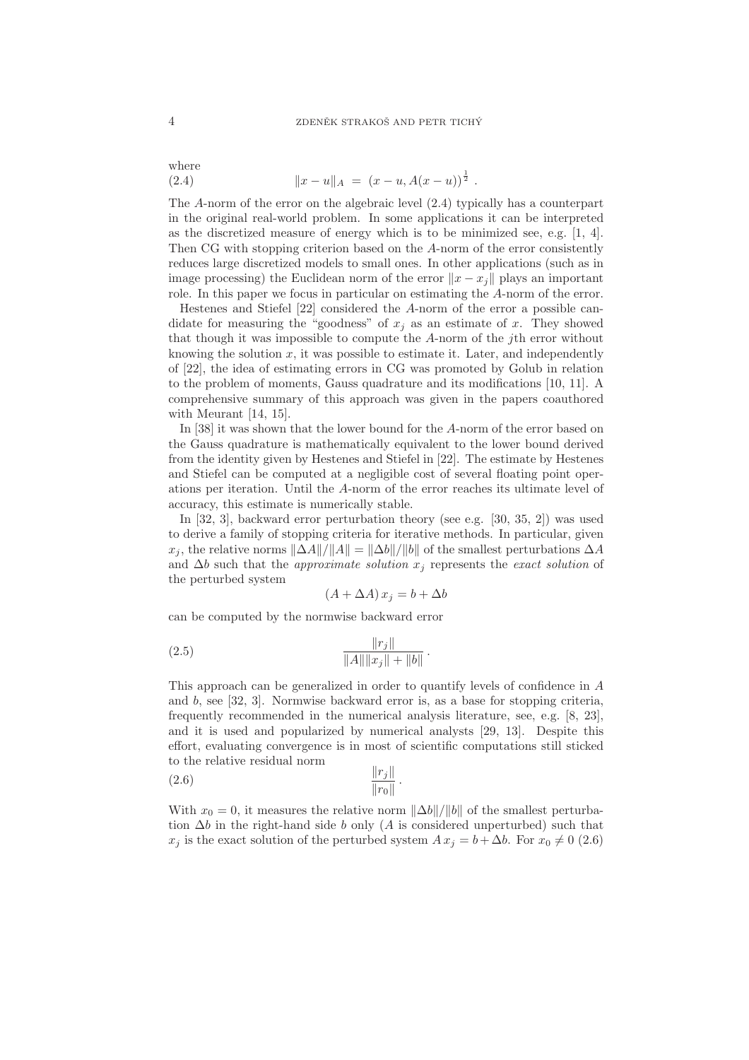where

$$\|x - u\|_A \; = \; (x - u, A(x - u))^{\frac{1}{2}} \; . \tag{2.4}$$

The $A$-norm of the error on the algebraic level (2.4) typically has a counterpart in the original real-world problem. In some applications it can be interpreted as the discretized measure of energy which is to be minimized see, e.g. [1, 4]. Then CG with stopping criterion based on the $A$-norm of the error consistently reduces large discretized models to small ones. In other applications (such as in image processing) the Euclidean norm of the error $\|x - x_j\|$ plays an important role. In this paper we focus in particular on estimating the $A$-norm of the error.

Hestenes and Stiefel [22] considered the $A$-norm of the error a possible candidate for measuring the "goodness" of $x_j$ as an estimate of $x$. They showed that though it was impossible to compute the $A$-norm of the $j$th error without knowing the solution $x$, it was possible to estimate it. Later, and independently of [22], the idea of estimating errors in CG was promoted by Golub in relation to the problem of moments, Gauss quadrature and its modifications [10, 11]. A comprehensive summary of this approach was given in the papers coauthored with Meurant [14, 15].

In [38] it was shown that the lower bound for the $A$-norm of the error based on the Gauss quadrature is mathematically equivalent to the lower bound derived from the identity given by Hestenes and Stiefel in [22]. The estimate by Hestenes and Stiefel can be computed at a negligible cost of several floating point operations per iteration. Until the $A$-norm of the error reaches its ultimate level of accuracy, this estimate is numerically stable.

In [32, 3], backward error perturbation theory (see e.g. [30, 35, 2]) was used to derive a family of stopping criteria for iterative methods. In particular, given $x_j$, the relative norms $\|\Delta A\|/\|A\| = \|\Delta b\|/\|b\|$ of the smallest perturbations $\Delta A$ and $\Delta b$ such that the *approximate solution* $x_j$ represents the *exact solution* of the perturbed system

$$(A + \Delta A)\, x_j = b + \Delta b$$

can be computed by the normwise backward error

$$\frac{\|r_j\|}{\|A\|\|x_j\| + \|b\|} \, . \tag{2.5}$$

This approach can be generalized in order to quantify levels of confidence in $A$ and $b$, see [32, 3]. Normwise backward error is, as a base for stopping criteria, frequently recommended in the numerical analysis literature, see, e.g. [8, 23], and it is used and popularized by numerical analysts [29, 13]. Despite this effort, evaluating convergence is in most of scientific computations still sticked to the relative residual norm

$$\frac{\|r_j\|}{\|r_0\|} \, . \tag{2.6}$$

With $x_0 = 0$, it measures the relative norm $\|\Delta b\|/\|b\|$ of the smallest perturbation $\Delta b$ in the right-hand side $b$ only ($A$ is considered unperturbed) such that $x_j$ is the exact solution of the perturbed system $A\, x_j = b + \Delta b$. For $x_0 \neq 0$ (2.6)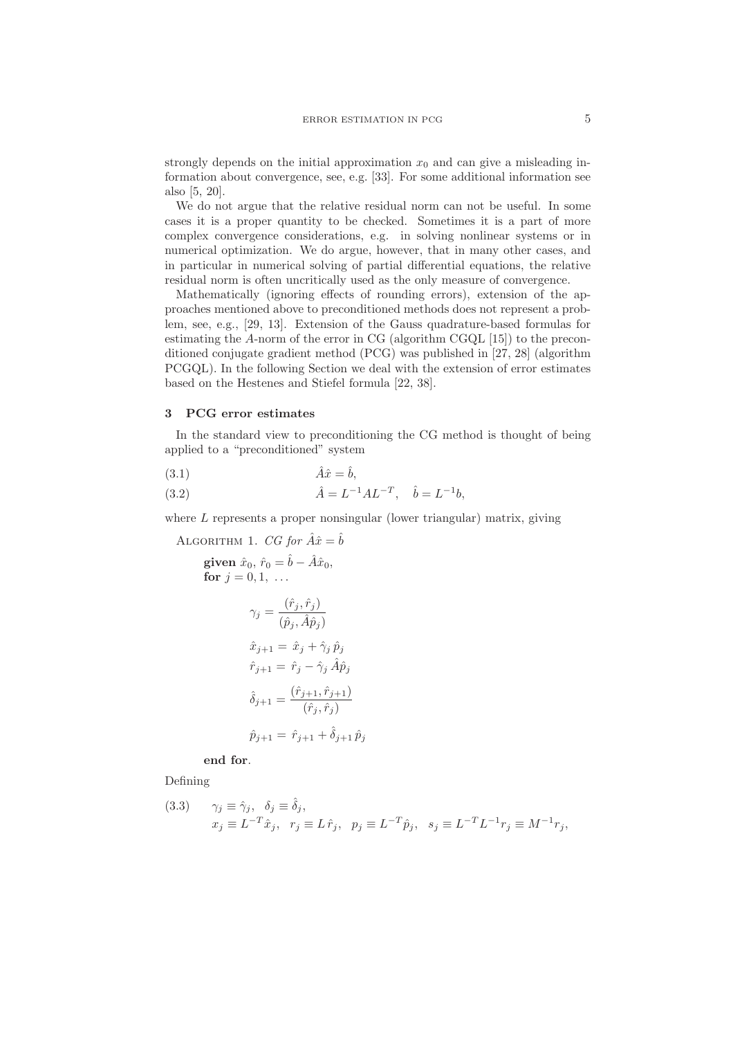strongly depends on the initial approximation $x_0$ and can give a misleading information about convergence, see, e.g. [33]. For some additional information see also [5, 20].

We do not argue that the relative residual norm can not be useful. In some cases it is a proper quantity to be checked. Sometimes it is a part of more complex convergence considerations, e.g. in solving nonlinear systems or in numerical optimization. We do argue, however, that in many other cases, and in particular in numerical solving of partial differential equations, the relative residual norm is often uncritically used as the only measure of convergence.

Mathematically (ignoring effects of rounding errors), extension of the approaches mentioned above to preconditioned methods does not represent a problem, see, e.g., [29, 13]. Extension of the Gauss quadrature-based formulas for estimating the $A$-norm of the error in CG (algorithm CGQL [15]) to the preconditioned conjugate gradient method (PCG) was published in [27, 28] (algorithm PCGQL). In the following Section we deal with the extension of error estimates based on the Hestenes and Stiefel formula [22, 38].

## 3 PCG error estimates

In the standard view to preconditioning the CG method is thought of being applied to a "preconditioned" system

$$\hat{A}\hat{x} = \hat{b}, \tag{3.1}$$

$$\hat{A} = L^{-1}AL^{-T}, \quad \hat{b} = L^{-1}b, \tag{3.2}$$

where $L$ represents a proper nonsingular (lower triangular) matrix, giving

ALGORITHM 1. *CG for* $\hat{A}\hat{x} = \hat{b}$

**given** $\hat{x}_0$, $\hat{r}_0 = \hat{b} - \hat{A}\hat{x}_0$,
**for** $j = 0, 1, \ldots$

$$\gamma_j = \frac{(\hat{r}_j, \hat{r}_j)}{(\hat{p}_j, \hat{A}\hat{p}_j)}$$

$$\hat{x}_{j+1} = \hat{x}_j + \hat{\gamma}_j\, \hat{p}_j$$

$$\hat{r}_{j+1} = \hat{r}_j - \hat{\gamma}_j\, \hat{A}\hat{p}_j$$

$$\hat{\delta}_{j+1} = \frac{(\hat{r}_{j+1}, \hat{r}_{j+1})}{(\hat{r}_j, \hat{r}_j)}$$

$$\hat{p}_{j+1} = \hat{r}_{j+1} + \hat{\delta}_{j+1}\, \hat{p}_j$$

**end for**.

Defining

$$\begin{aligned} &\gamma_j \equiv \hat{\gamma}_j, \quad \delta_j \equiv \hat{\delta}_j, \\ &x_j \equiv L^{-T}\hat{x}_j, \quad r_j \equiv L\,\hat{r}_j, \quad p_j \equiv L^{-T}\hat{p}_j, \quad s_j \equiv L^{-T}L^{-1}r_j \equiv M^{-1}r_j, \end{aligned} \tag{3.3}$$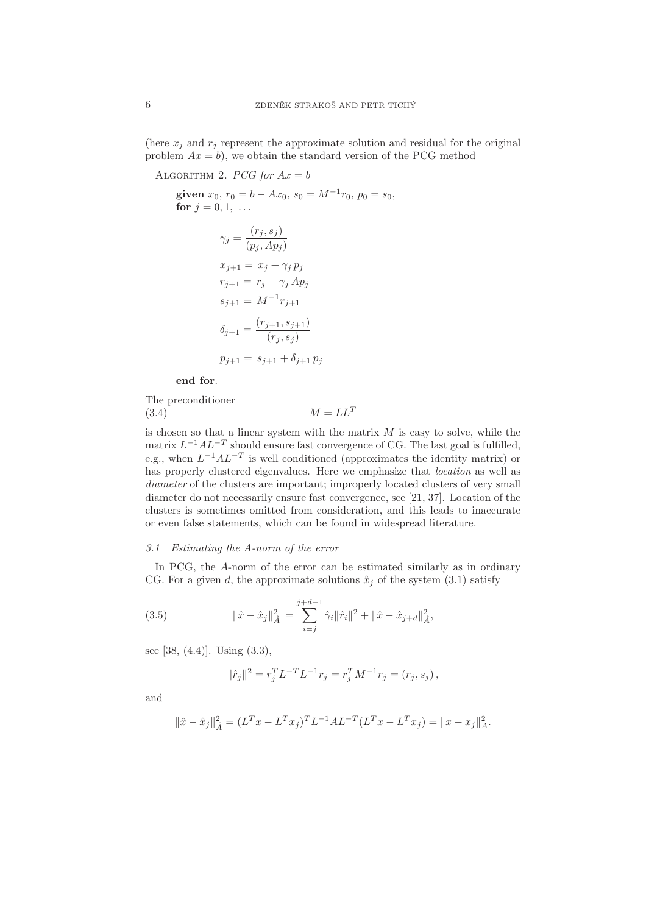(here $x_j$ and $r_j$ represent the approximate solution and residual for the original problem $Ax = b$), we obtain the standard version of the PCG method

Algorithm 2. *PCG for $Ax = b$*

> **given** $x_0$, $r_0 = b - Ax_0$, $s_0 = M^{-1}r_0$, $p_0 = s_0$,
> **for** $j = 0, 1, \ \ldots$
>
> $$\gamma_j = \frac{(r_j, s_j)}{(p_j, Ap_j)}$$
>
> $$x_{j+1} = x_j + \gamma_j \, p_j$$
>
> $$r_{j+1} = r_j - \gamma_j \, Ap_j$$
>
> $$s_{j+1} = M^{-1} r_{j+1}$$
>
> $$\delta_{j+1} = \frac{(r_{j+1}, s_{j+1})}{(r_j, s_j)}$$
>
> $$p_{j+1} = s_{j+1} + \delta_{j+1} \, p_j$$
>
> **end for**.

The preconditioner

$$M = LL^T \tag{3.4}$$

is chosen so that a linear system with the matrix $M$ is easy to solve, while the matrix $L^{-1}AL^{-T}$ should ensure fast convergence of CG. The last goal is fulfilled, e.g., when $L^{-1}AL^{-T}$ is well conditioned (approximates the identity matrix) or has properly clustered eigenvalues. Here we emphasize that *location* as well as *diameter* of the clusters are important; improperly located clusters of very small diameter do not necessarily ensure fast convergence, see [21, 37]. Location of the clusters is sometimes omitted from consideration, and this leads to inaccurate or even false statements, which can be found in widespread literature.

### *3.1 Estimating the A-norm of the error*

In PCG, the $A$-norm of the error can be estimated similarly as in ordinary CG. For a given $d$, the approximate solutions $\hat{x}_j$ of the system (3.1) satisfy

$$\|\hat{x} - \hat{x}_j\|_{\hat{A}}^2 = \sum_{i=j}^{j+d-1} \hat{\gamma}_i \|\hat{r}_i\|^2 + \|\hat{x} - \hat{x}_{j+d}\|_{\hat{A}}^2, \tag{3.5}$$

see [38, (4.4)]. Using (3.3),

$$\|\hat{r}_j\|^2 = r_j^T L^{-T} L^{-1} r_j = r_j^T M^{-1} r_j = (r_j, s_j) \, ,$$

and

$$\|\hat{x} - \hat{x}_j\|_{\hat{A}}^2 = (L^T x - L^T x_j)^T L^{-1} A L^{-T} (L^T x - L^T x_j) = \|x - x_j\|_A^2.$$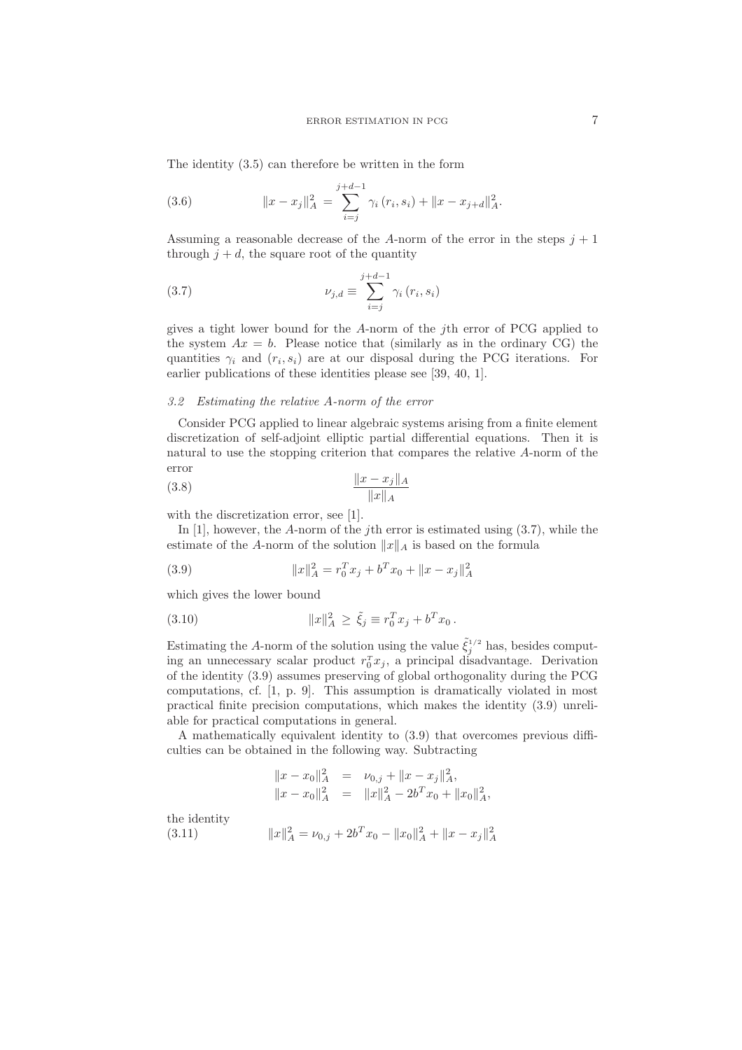The identity (3.5) can therefore be written in the form

$$\|x - x_j\|_A^2 = \sum_{i=j}^{j+d-1} \gamma_i \, (r_i, s_i) + \|x - x_{j+d}\|_A^2. \tag{3.6}$$

Assuming a reasonable decrease of the $A$-norm of the error in the steps $j+1$ through $j+d$, the square root of the quantity

$$\nu_{j,d} \equiv \sum_{i=j}^{j+d-1} \gamma_i \, (r_i, s_i) \tag{3.7}$$

gives a tight lower bound for the $A$-norm of the $j$th error of PCG applied to the system $Ax = b$. Please notice that (similarly as in the ordinary CG) the quantities $\gamma_i$ and $(r_i, s_i)$ are at our disposal during the PCG iterations. For earlier publications of these identities please see [39, 40, 1].

### *3.2 Estimating the relative A-norm of the error*

Consider PCG applied to linear algebraic systems arising from a finite element discretization of self-adjoint elliptic partial differential equations. Then it is natural to use the stopping criterion that compares the relative $A$-norm of the error

$$\frac{\|x - x_j\|_A}{\|x\|_A} \tag{3.8}$$

with the discretization error, see [1].

In [1], however, the $A$-norm of the $j$th error is estimated using (3.7), while the estimate of the $A$-norm of the solution $\|x\|_A$ is based on the formula

$$\|x\|_A^2 = r_0^T x_j + b^T x_0 + \|x - x_j\|_A^2 \tag{3.9}$$

which gives the lower bound

$$\|x\|_A^2 \ \geq \ \tilde{\xi}_j \equiv r_0^T x_j + b^T x_0 \, . \tag{3.10}$$

Estimating the $A$-norm of the solution using the value $\tilde{\xi}_j^{1/2}$ has, besides computing an unnecessary scalar product $r_0^T x_j$, a principal disadvantage. Derivation of the identity (3.9) assumes preserving of global orthogonality during the PCG computations, cf. [1, p. 9]. This assumption is dramatically violated in most practical finite precision computations, which makes the identity (3.9) unreliable for practical computations in general.

A mathematically equivalent identity to (3.9) that overcomes previous difficulties can be obtained in the following way. Subtracting

$$\begin{aligned}
\|x - x_0\|_A^2 &= \nu_{0,j} + \|x - x_j\|_A^2, \\
\|x - x_0\|_A^2 &= \|x\|_A^2 - 2b^T x_0 + \|x_0\|_A^2,
\end{aligned}$$

the identity

$$\|x\|_A^2 = \nu_{0,j} + 2b^T x_0 - \|x_0\|_A^2 + \|x - x_j\|_A^2 \tag{3.11}$$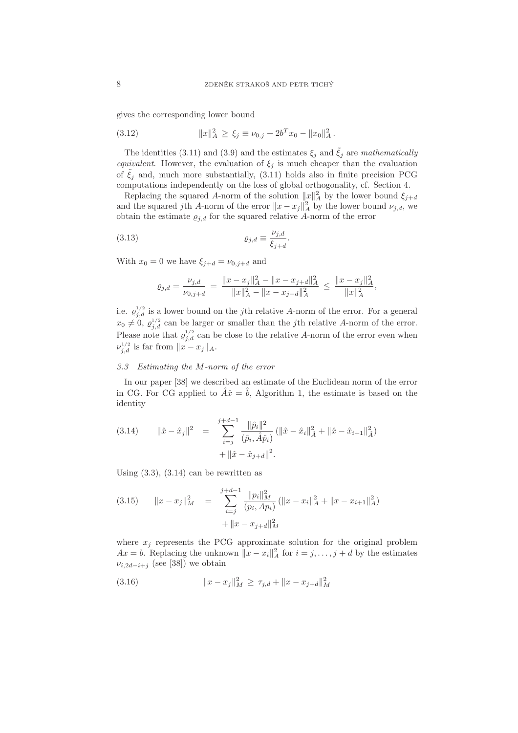gives the corresponding lower bound

$$\|x\|_A^2 \;\geq\; \xi_j \equiv \nu_{0,j} + 2b^T x_0 - \|x_0\|_A^2 \,. \tag{3.12}$$

The identities (3.11) and (3.9) and the estimates $\xi_j$ and $\tilde{\xi}_j$ are *mathematically equivalent*. However, the evaluation of $\xi_j$ is much cheaper than the evaluation of $\tilde{\xi}_j$ and, much more substantially, (3.11) holds also in finite precision PCG computations independently on the loss of global orthogonality, cf. Section 4.

Replacing the squared $A$-norm of the solution $\|x\|_A^2$ by the lower bound $\xi_{j+d}$ and the squared $j$th $A$-norm of the error $\|x - x_j\|_A^2$ by the lower bound $\nu_{j,d}$, we obtain the estimate $\varrho_{j,d}$ for the squared relative $A$-norm of the error

$$\varrho_{j,d} \equiv \frac{\nu_{j,d}}{\xi_{j+d}}. \tag{3.13}$$

With $x_0 = 0$ we have $\xi_{j+d} = \nu_{0,j+d}$ and

$$\varrho_{j,d} = \frac{\nu_{j,d}}{\nu_{0,j+d}} \;=\; \frac{\|x - x_j\|_A^2 - \|x - x_{j+d}\|_A^2}{\|x\|_A^2 - \|x - x_{j+d}\|_A^2} \;\leq\; \frac{\|x - x_j\|_A^2}{\|x\|_A^2},$$

i.e. $\varrho_{j,d}^{1/2}$ is a lower bound on the $j$th relative $A$-norm of the error. For a general $x_0 \neq 0$, $\varrho_{j,d}^{1/2}$ can be larger or smaller than the $j$th relative $A$-norm of the error. Please note that $\varrho_{j,d}^{1/2}$ can be close to the relative $A$-norm of the error even when $\nu_{j,d}^{1/2}$ is far from $\|x - x_j\|_A$.

### *3.3 Estimating the $M$-norm of the error*

In our paper [38] we described an estimate of the Euclidean norm of the error in CG. For CG applied to $\hat{A}\hat{x} = \hat{b}$, Algorithm 1, the estimate is based on the identity

$$\begin{aligned} \|\hat{x} - \hat{x}_j\|^2 \;&=\; \sum_{i=j}^{j+d-1} \frac{\|\hat{p}_i\|^2}{(\hat{p}_i, \hat{A}\hat{p}_i)} \left(\|\hat{x} - \hat{x}_i\|_{\hat{A}}^2 + \|\hat{x} - \hat{x}_{i+1}\|_{\hat{A}}^2\right) \\ &\quad + \|\hat{x} - \hat{x}_{j+d}\|^2. \end{aligned} \tag{3.14}$$

Using (3.3), (3.14) can be rewritten as

$$\begin{aligned} \|x - x_j\|_M^2 \;&=\; \sum_{i=j}^{j+d-1} \frac{\|p_i\|_M^2}{(p_i, Ap_i)} \left(\|x - x_i\|_A^2 + \|x - x_{i+1}\|_A^2\right) \\ &\quad + \|x - x_{j+d}\|_M^2 \end{aligned} \tag{3.15}$$

where $x_j$ represents the PCG approximate solution for the original problem $Ax = b$. Replacing the unknown $\|x - x_i\|_A^2$ for $i = j, \ldots, j+d$ by the estimates $\nu_{i,2d-i+j}$ (see [38]) we obtain

$$\|x - x_j\|_M^2 \;\geq\; \tau_{j,d} + \|x - x_{j+d}\|_M^2 \tag{3.16}$$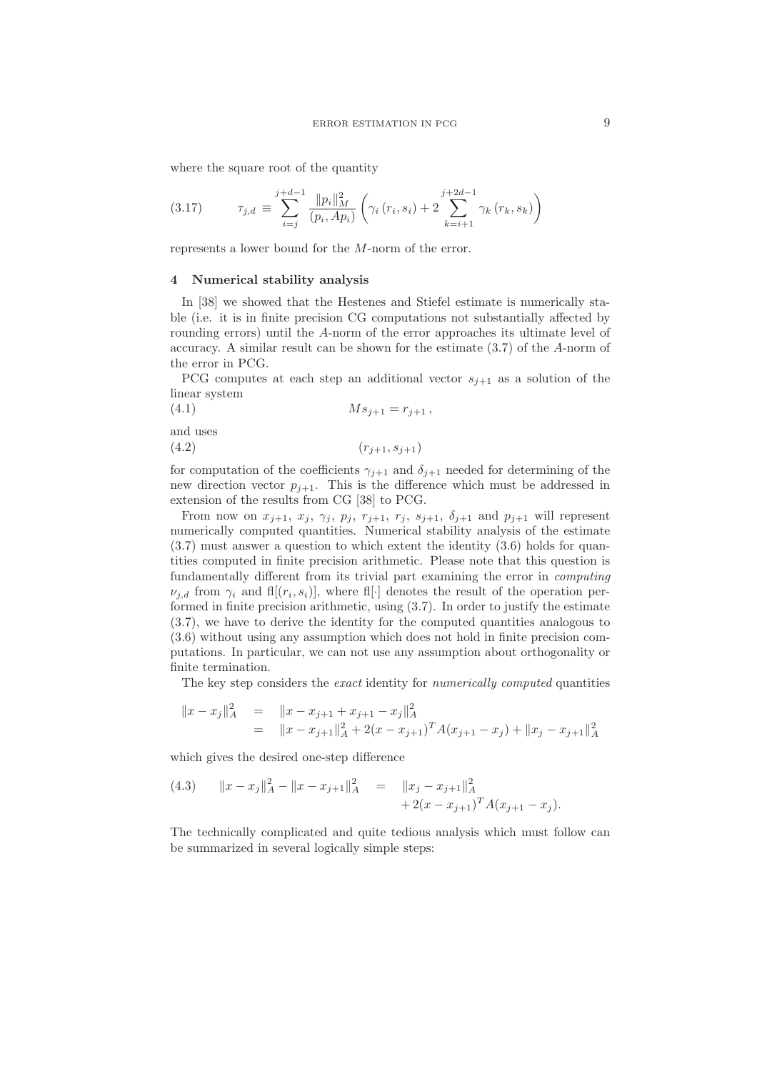where the square root of the quantity

$$\tau_{j,d} \equiv \sum_{i=j}^{j+d-1} \frac{\|p_i\|_M^2}{(p_i, Ap_i)} \left( \gamma_i \left( r_i, s_i \right) + 2 \sum_{k=i+1}^{j+2d-1} \gamma_k \left( r_k, s_k \right) \right) \tag{3.17}$$

represents a lower bound for the $M$-norm of the error.

## 4 Numerical stability analysis

In [38] we showed that the Hestenes and Stiefel estimate is numerically stable (i.e. it is in finite precision CG computations not substantially affected by rounding errors) until the $A$-norm of the error approaches its ultimate level of accuracy. A similar result can be shown for the estimate (3.7) of the $A$-norm of the error in PCG.

PCG computes at each step an additional vector $s_{j+1}$ as a solution of the linear system

$$M s_{j+1} = r_{j+1} \,, \tag{4.1}$$

and uses

$$(r_{j+1}, s_{j+1}) \tag{4.2}$$

for computation of the coefficients $\gamma_{j+1}$ and $\delta_{j+1}$ needed for determining of the new direction vector $p_{j+1}$. This is the difference which must be addressed in extension of the results from CG [38] to PCG.

From now on $x_{j+1}$, $x_j$, $\gamma_j$, $p_j$, $r_{j+1}$, $r_j$, $s_{j+1}$, $\delta_{j+1}$ and $p_{j+1}$ will represent numerically computed quantities. Numerical stability analysis of the estimate (3.7) must answer a question to which extent the identity (3.6) holds for quantities computed in finite precision arithmetic. Please note that this question is fundamentally different from its trivial part examining the error in *computing* $\nu_{j,d}$ from $\gamma_i$ and $\mathrm{fl}[(r_i, s_i)]$, where $\mathrm{fl}[\cdot]$ denotes the result of the operation performed in finite precision arithmetic, using (3.7). In order to justify the estimate (3.7), we have to derive the identity for the computed quantities analogous to (3.6) without using any assumption which does not hold in finite precision computations. In particular, we can not use any assumption about orthogonality or finite termination.

The key step considers the *exact* identity for *numerically computed* quantities

$$\begin{aligned} \|x - x_j\|_A^2 &= \|x - x_{j+1} + x_{j+1} - x_j\|_A^2 \\ &= \|x - x_{j+1}\|_A^2 + 2(x - x_{j+1})^T A (x_{j+1} - x_j) + \|x_j - x_{j+1}\|_A^2 \end{aligned}$$

which gives the desired one-step difference

$$\begin{aligned} \|x - x_j\|_A^2 - \|x - x_{j+1}\|_A^2 &= \|x_j - x_{j+1}\|_A^2 \\ &\quad + 2(x - x_{j+1})^T A (x_{j+1} - x_j). \end{aligned} \tag{4.3}$$

The technically complicated and quite tedious analysis which must follow can be summarized in several logically simple steps: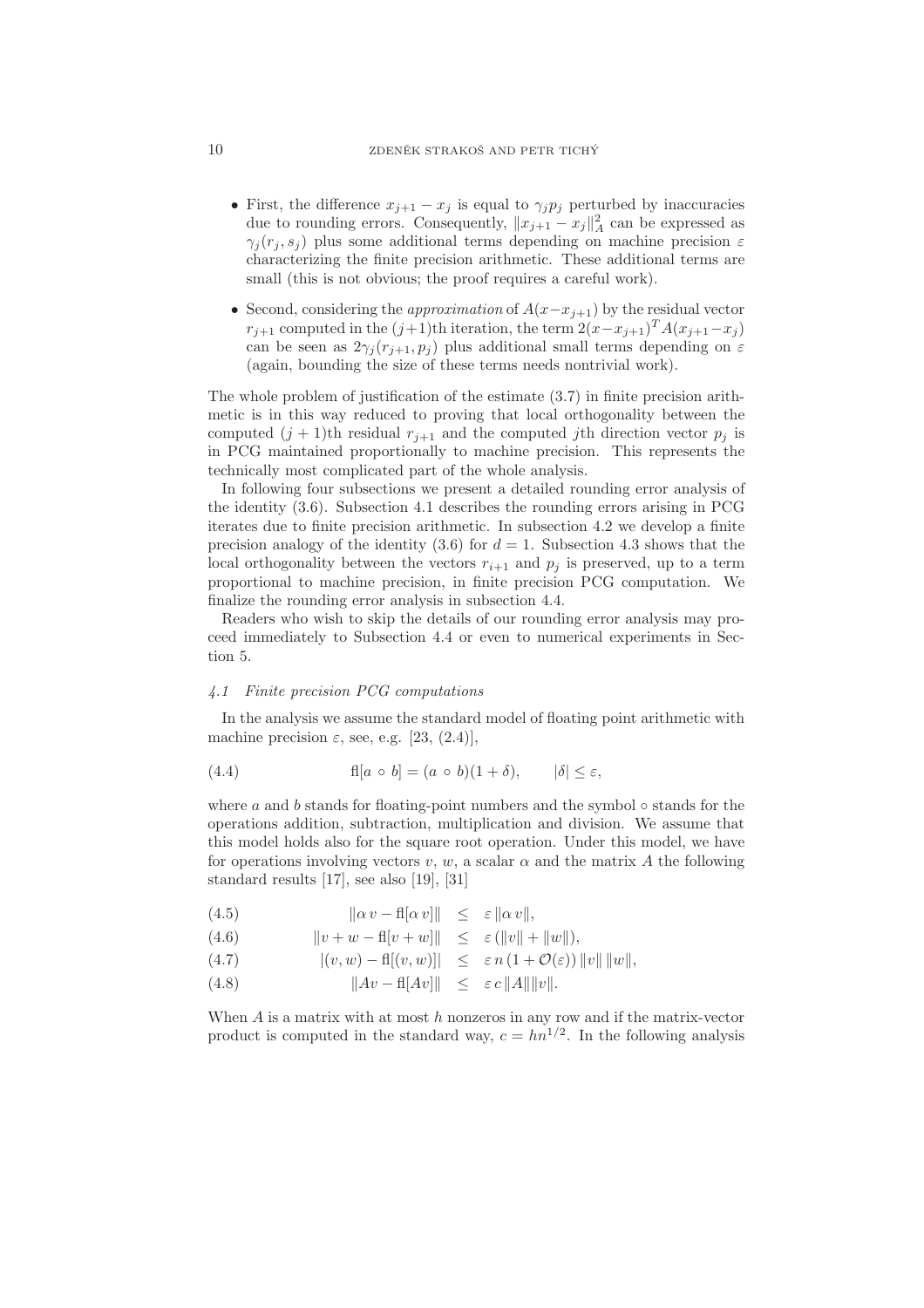- First, the difference $x_{j+1} - x_j$ is equal to $\gamma_j p_j$ perturbed by inaccuracies due to rounding errors. Consequently, $\|x_{j+1} - x_j\|_A^2$ can be expressed as $\gamma_j(r_j, s_j)$ plus some additional terms depending on machine precision $\varepsilon$ characterizing the finite precision arithmetic. These additional terms are small (this is not obvious; the proof requires a careful work).
- Second, considering the *approximation* of $A(x-x_{j+1})$ by the residual vector $r_{j+1}$ computed in the $(j+1)$th iteration, the term $2(x-x_{j+1})^T A(x_{j+1}-x_j)$ can be seen as $2\gamma_j(r_{j+1}, p_j)$ plus additional small terms depending on $\varepsilon$ (again, bounding the size of these terms needs nontrivial work).

The whole problem of justification of the estimate (3.7) in finite precision arithmetic is in this way reduced to proving that local orthogonality between the computed $(j+1)$th residual $r_{j+1}$ and the computed $j$th direction vector $p_j$ is in PCG maintained proportionally to machine precision. This represents the technically most complicated part of the whole analysis.

In following four subsections we present a detailed rounding error analysis of the identity (3.6). Subsection 4.1 describes the rounding errors arising in PCG iterates due to finite precision arithmetic. In subsection 4.2 we develop a finite precision analogy of the identity (3.6) for $d = 1$. Subsection 4.3 shows that the local orthogonality between the vectors $r_{i+1}$ and $p_j$ is preserved, up to a term proportional to machine precision, in finite precision PCG computation. We finalize the rounding error analysis in subsection 4.4.

Readers who wish to skip the details of our rounding error analysis may proceed immediately to Subsection 4.4 or even to numerical experiments in Section 5.

### *4.1 Finite precision PCG computations*

In the analysis we assume the standard model of floating point arithmetic with machine precision $\varepsilon$, see, e.g. [23, (2.4)],

$$\text{fl}[a \circ b] = (a \circ b)(1 + \delta), \qquad |\delta| \leq \varepsilon, \tag{4.4}$$

where $a$ and $b$ stands for floating-point numbers and the symbol $\circ$ stands for the operations addition, subtraction, multiplication and division. We assume that this model holds also for the square root operation. Under this model, we have for operations involving vectors $v$, $w$, a scalar $\alpha$ and the matrix $A$ the following standard results [17], see also [19], [31]

$$\|\alpha\, v - \text{fl}[\alpha\, v]\| \;\leq\; \varepsilon\, \|\alpha\, v\|, \tag{4.5}$$

$$\|v + w - \text{fl}[v + w]\| \;\leq\; \varepsilon\, (\|v\| + \|w\|), \tag{4.6}$$

$$|(v, w) - \text{fl}[(v, w)]| \;\leq\; \varepsilon\, n\, (1 + \mathcal{O}(\varepsilon))\, \|v\|\, \|w\|, \tag{4.7}$$

$$\|Av - \text{fl}[Av]\| \;\leq\; \varepsilon\, c\, \|A\| \|v\|. \tag{4.8}$$

When $A$ is a matrix with at most $h$ nonzeros in any row and if the matrix-vector product is computed in the standard way, $c = hn^{1/2}$. In the following analysis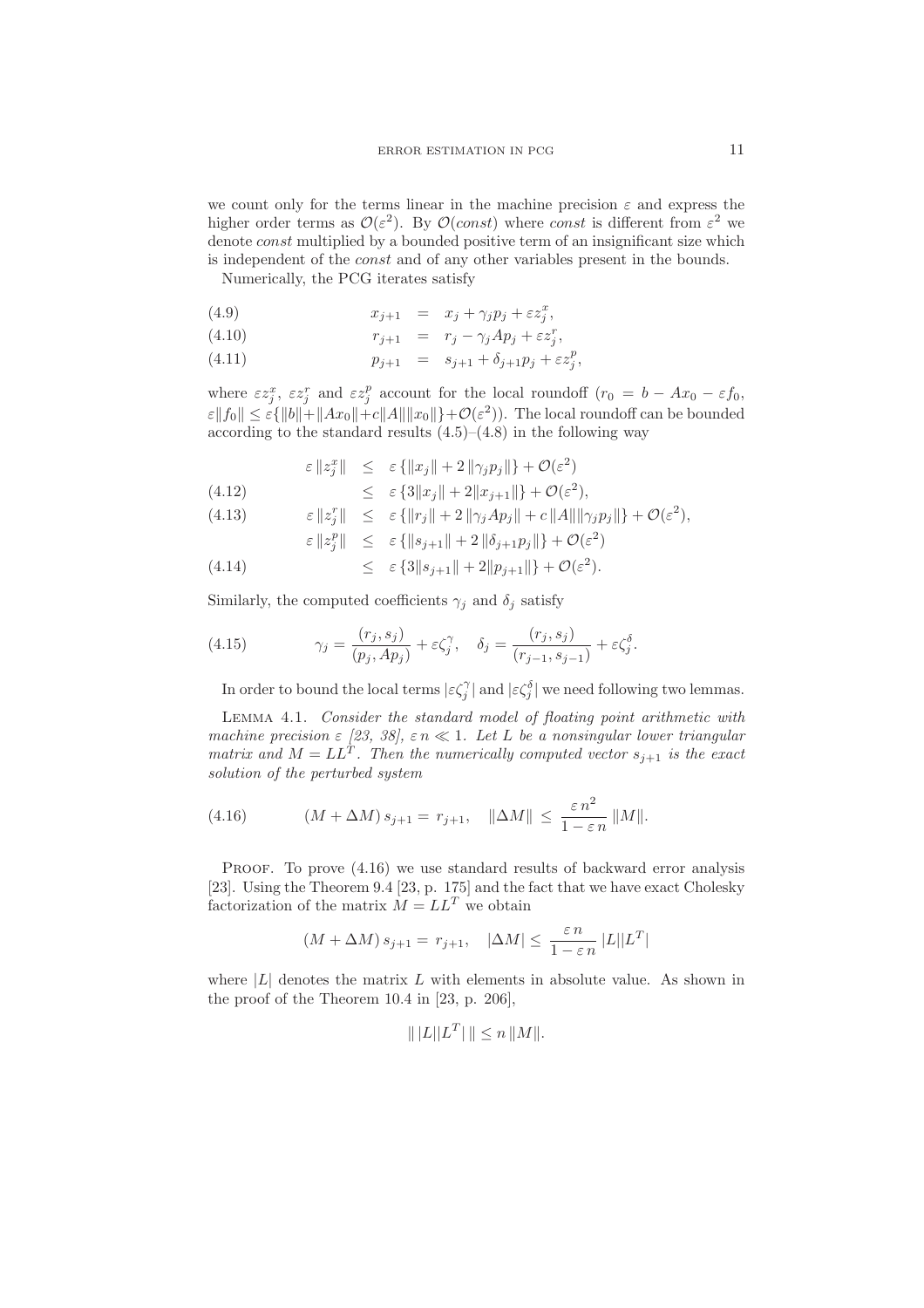we count only for the terms linear in the machine precision $\varepsilon$ and express the higher order terms as $\mathcal{O}(\varepsilon^2)$. By $\mathcal{O}(const)$ where $const$ is different from $\varepsilon^2$ we denote $const$ multiplied by a bounded positive term of an insignificant size which is independent of the $const$ and of any other variables present in the bounds.

Numerically, the PCG iterates satisfy

$$
\begin{aligned}
x_{j+1} &= x_j + \gamma_j p_j + \varepsilon z_j^x, && (4.9)\\
r_{j+1} &= r_j - \gamma_j A p_j + \varepsilon z_j^r, && (4.10)\\
p_{j+1} &= s_{j+1} + \delta_{j+1} p_j + \varepsilon z_j^p, && (4.11)
\end{aligned}
$$

where $\varepsilon z_j^x$, $\varepsilon z_j^r$ and $\varepsilon z_j^p$ account for the local roundoff ($r_0 = b - Ax_0 - \varepsilon f_0$, $\varepsilon\|f_0\| \le \varepsilon\{\|b\| + \|Ax_0\| + c\|A\|\|x_0\|\} + \mathcal{O}(\varepsilon^2)$). The local roundoff can be bounded according to the standard results (4.5)–(4.8) in the following way

$$
\begin{aligned}
\varepsilon\,\|z_j^x\| &\le \varepsilon\,\{\|x_j\| + 2\,\|\gamma_j p_j\|\} + \mathcal{O}(\varepsilon^2)\\
&\le \varepsilon\,\{3\|x_j\| + 2\|x_{j+1}\|\} + \mathcal{O}(\varepsilon^2), && (4.12)\\
\varepsilon\,\|z_j^r\| &\le \varepsilon\,\{\|r_j\| + 2\,\|\gamma_j A p_j\| + c\,\|A\|\|\gamma_j p_j\|\} + \mathcal{O}(\varepsilon^2), && (4.13)\\
\varepsilon\,\|z_j^p\| &\le \varepsilon\,\{\|s_{j+1}\| + 2\,\|\delta_{j+1} p_j\|\} + \mathcal{O}(\varepsilon^2)\\
&\le \varepsilon\,\{3\|s_{j+1}\| + 2\|p_{j+1}\|\} + \mathcal{O}(\varepsilon^2). && (4.14)
\end{aligned}
$$

Similarly, the computed coefficients $\gamma_j$ and $\delta_j$ satisfy

$$
\gamma_j = \frac{(r_j, s_j)}{(p_j, Ap_j)} + \varepsilon\zeta_j^\gamma, \quad \delta_j = \frac{(r_j, s_j)}{(r_{j-1}, s_{j-1})} + \varepsilon\zeta_j^\delta. \qquad (4.15)
$$

In order to bound the local terms $|\varepsilon\zeta_j^\gamma|$ and $|\varepsilon\zeta_j^\delta|$ we need following two lemmas.

Lemma 4.1. *Consider the standard model of floating point arithmetic with machine precision $\varepsilon$ [23, 38], $\varepsilon\, n \ll 1$. Let $L$ be a nonsingular lower triangular matrix and $M = LL^T$. Then the numerically computed vector $s_{j+1}$ is the exact solution of the perturbed system*

$$
(M + \Delta M)\, s_{j+1} = r_{j+1}, \quad \|\Delta M\| \le \frac{\varepsilon\, n^2}{1 - \varepsilon\, n}\,\|M\|. \qquad (4.16)
$$

Proof. To prove (4.16) we use standard results of backward error analysis [23]. Using the Theorem 9.4 [23, p. 175] and the fact that we have exact Cholesky factorization of the matrix $M = LL^T$ we obtain

$$
(M + \Delta M)\, s_{j+1} = r_{j+1}, \quad |\Delta M| \le \frac{\varepsilon\, n}{1 - \varepsilon\, n}\,|L||L^T|
$$

where $|L|$ denotes the matrix $L$ with elements in absolute value. As shown in the proof of the Theorem 10.4 in [23, p. 206],

$$
\|\,|L||L^T|\,\| \le n\,\|M\|.
$$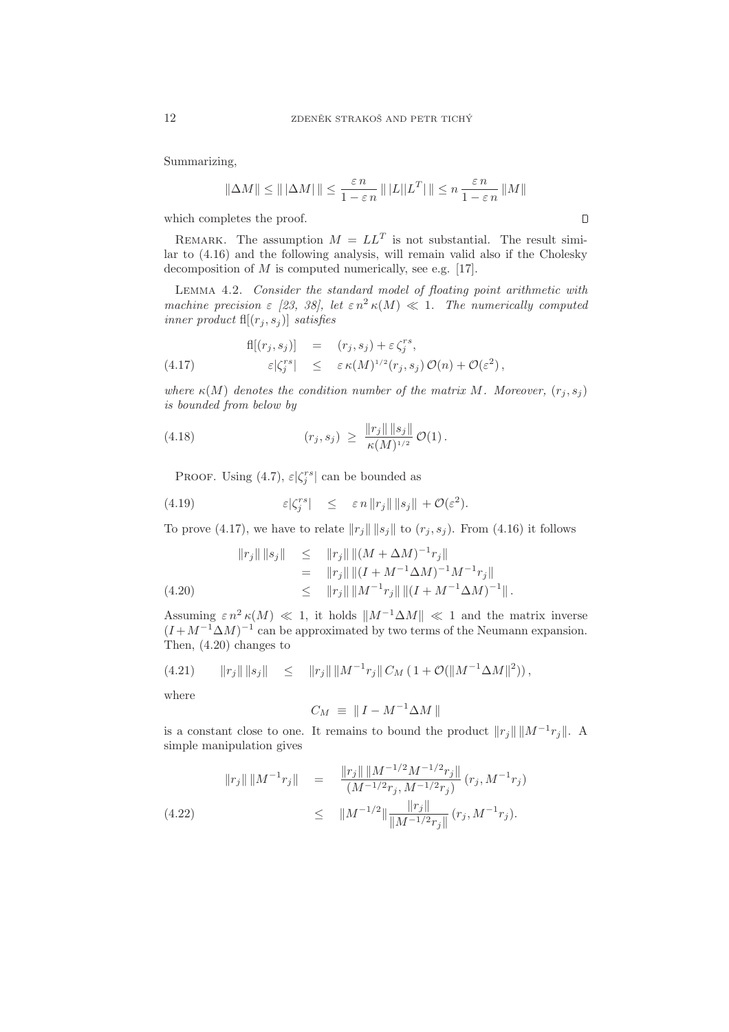Summarizing,

$$\|\Delta M\| \leq \| \, |\Delta M| \, \| \leq \frac{\varepsilon \, n}{1 - \varepsilon \, n} \, \| \, |L||L^T| \, \| \leq n \, \frac{\varepsilon \, n}{1 - \varepsilon \, n} \, \|M\|$$

which completes the proof. $\square$

Remark. The assumption $M = LL^T$ is not substantial. The result similar to (4.16) and the following analysis, will remain valid also if the Cholesky decomposition of $M$ is computed numerically, see e.g. [17].

Lemma 4.2. *Consider the standard model of floating point arithmetic with machine precision $\varepsilon$ [23, 38], let $\varepsilon \, n^2 \, \kappa(M) \ll 1$. The numerically computed inner product $\mathrm{fl}[(r_j, s_j)]$ satisfies*

$$\begin{aligned} \mathrm{fl}[(r_j, s_j)] &= (r_j, s_j) + \varepsilon \, \zeta_j^{rs}, \\ \varepsilon |\zeta_j^{rs}| &\leq \varepsilon \, \kappa(M)^{1/2} (r_j, s_j) \, \mathcal{O}(n) + \mathcal{O}(\varepsilon^2), \end{aligned} \tag{4.17}$$

*where $\kappa(M)$ denotes the condition number of the matrix $M$. Moreover, $(r_j, s_j)$ is bounded from below by*

$$(r_j, s_j) \geq \frac{\|r_j\| \, \|s_j\|}{\kappa(M)^{1/2}} \, \mathcal{O}(1) \, . \tag{4.18}$$

Proof. Using (4.7), $\varepsilon |\zeta_j^{rs}|$ can be bounded as

$$\varepsilon |\zeta_j^{rs}| \leq \varepsilon \, n \, \|r_j\| \, \|s_j\| + \mathcal{O}(\varepsilon^2). \tag{4.19}$$

To prove (4.17), we have to relate $\|r_j\| \, \|s_j\|$ to $(r_j, s_j)$. From (4.16) it follows

$$\begin{aligned} \|r_j\| \, \|s_j\| &\leq \|r_j\| \, \|(M + \Delta M)^{-1} r_j\| \\ &= \|r_j\| \, \|(I + M^{-1} \Delta M)^{-1} M^{-1} r_j\| \\ &\leq \|r_j\| \, \|M^{-1} r_j\| \, \|(I + M^{-1} \Delta M)^{-1}\| \, . \end{aligned} \tag{4.20}$$

Assuming $\varepsilon \, n^2 \, \kappa(M) \ll 1$, it holds $\|M^{-1} \Delta M\| \ll 1$ and the matrix inverse $(I + M^{-1} \Delta M)^{-1}$ can be approximated by two terms of the Neumann expansion. Then, (4.20) changes to

$$\|r_j\| \, \|s_j\| \leq \|r_j\| \, \|M^{-1} r_j\| \, C_M \, ( \, 1 + \mathcal{O}(\|M^{-1} \Delta M\|^2) ) \, , \tag{4.21}$$

where

$$C_M \equiv \| \, I - M^{-1} \Delta M \, \|$$

is a constant close to one. It remains to bound the product $\|r_j\| \, \|M^{-1} r_j\|$. A simple manipulation gives

$$\begin{aligned} \|r_j\| \, \|M^{-1} r_j\| &= \frac{\|r_j\| \, \|M^{-1/2} M^{-1/2} r_j\|}{(M^{-1/2} r_j, M^{-1/2} r_j)} \, (r_j, M^{-1} r_j) \\ &\leq \|M^{-1/2}\| \frac{\|r_j\|}{\|M^{-1/2} r_j\|} \, (r_j, M^{-1} r_j). \end{aligned} \tag{4.22}$$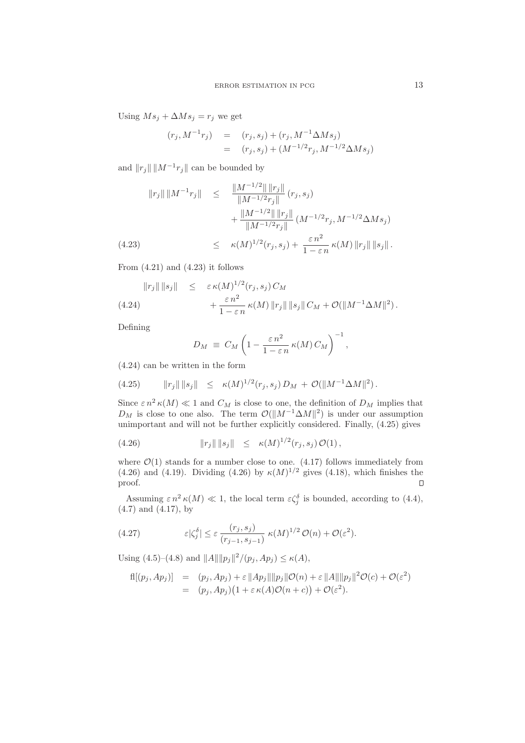Using $Ms_j + \Delta M s_j = r_j$ we get

$$
\begin{aligned}
(r_j, M^{-1} r_j) &= (r_j, s_j) + (r_j, M^{-1}\Delta M s_j) \\
&= (r_j, s_j) + (M^{-1/2} r_j, M^{-1/2}\Delta M s_j)
\end{aligned}
$$

and $\|r_j\|\,\|M^{-1}r_j\|$ can be bounded by

$$
\begin{aligned}
\|r_j\|\,\|M^{-1}r_j\| &\leq \frac{\|M^{-1/2}\|\,\|r_j\|}{\|M^{-1/2}r_j\|}\,(r_j, s_j) \\
&\quad + \frac{\|M^{-1/2}\|\,\|r_j\|}{\|M^{-1/2}r_j\|}\,(M^{-1/2}r_j, M^{-1/2}\Delta M s_j) \\
&\leq \kappa(M)^{1/2}(r_j, s_j) + \frac{\varepsilon\, n^2}{1-\varepsilon\, n}\,\kappa(M)\,\|r_j\|\,\|s_j\|\,. \qquad (4.23)
\end{aligned}
$$

From (4.21) and (4.23) it follows

$$
\begin{aligned}
\|r_j\|\,\|s_j\| &\leq \varepsilon\,\kappa(M)^{1/2}(r_j, s_j)\, C_M \\
&\quad + \frac{\varepsilon\, n^2}{1-\varepsilon\, n}\,\kappa(M)\,\|r_j\|\,\|s_j\|\, C_M + \mathcal{O}(\|M^{-1}\Delta M\|^2)\,. \qquad (4.24)
\end{aligned}
$$

Defining

$$
D_M \;\equiv\; C_M\left(1 - \frac{\varepsilon\, n^2}{1-\varepsilon\, n}\,\kappa(M)\, C_M\right)^{-1},
$$

(4.24) can be written in the form

$$
\|r_j\|\,\|s_j\| \;\leq\; \kappa(M)^{1/2}(r_j, s_j)\, D_M \;+\; \mathcal{O}(\|M^{-1}\Delta M\|^2)\,. \qquad (4.25)
$$

Since $\varepsilon\, n^2\,\kappa(M) \ll 1$ and $C_M$ is close to one, the definition of $D_M$ implies that $D_M$ is close to one also. The term $\mathcal{O}(\|M^{-1}\Delta M\|^2)$ is under our assumption unimportant and will not be further explicitly considered. Finally, (4.25) gives

$$
\|r_j\|\,\|s_j\| \;\leq\; \kappa(M)^{1/2}(r_j, s_j)\,\mathcal{O}(1)\,, \qquad (4.26)
$$

where $\mathcal{O}(1)$ stands for a number close to one. (4.17) follows immediately from (4.26) and (4.19). Dividing (4.26) by $\kappa(M)^{1/2}$ gives (4.18), which finishes the proof. $\square$

Assuming $\varepsilon\, n^2\,\kappa(M) \ll 1$, the local term $\varepsilon\zeta_j^\delta$ is bounded, according to (4.4), (4.7) and (4.17), by

$$
\varepsilon|\zeta_j^\delta| \leq \varepsilon\,\frac{(r_j, s_j)}{(r_{j-1}, s_{j-1})}\;\kappa(M)^{1/2}\,\mathcal{O}(n) + \mathcal{O}(\varepsilon^2). \qquad (4.27)
$$

Using (4.5)–(4.8) and $\|A\|\|p_j\|^2/(p_j, Ap_j) \leq \kappa(A)$,

$$
\begin{aligned}
\mathrm{fl}[(p_j, Ap_j)] &= (p_j, Ap_j) + \varepsilon\,\|Ap_j\|\|p_j\|\mathcal{O}(n) + \varepsilon\,\|A\|\|p_j\|^2\mathcal{O}(c) + \mathcal{O}(\varepsilon^2) \\
&= (p_j, Ap_j)\big(1 + \varepsilon\,\kappa(A)\mathcal{O}(n+c)\big) + \mathcal{O}(\varepsilon^2).
\end{aligned}
$$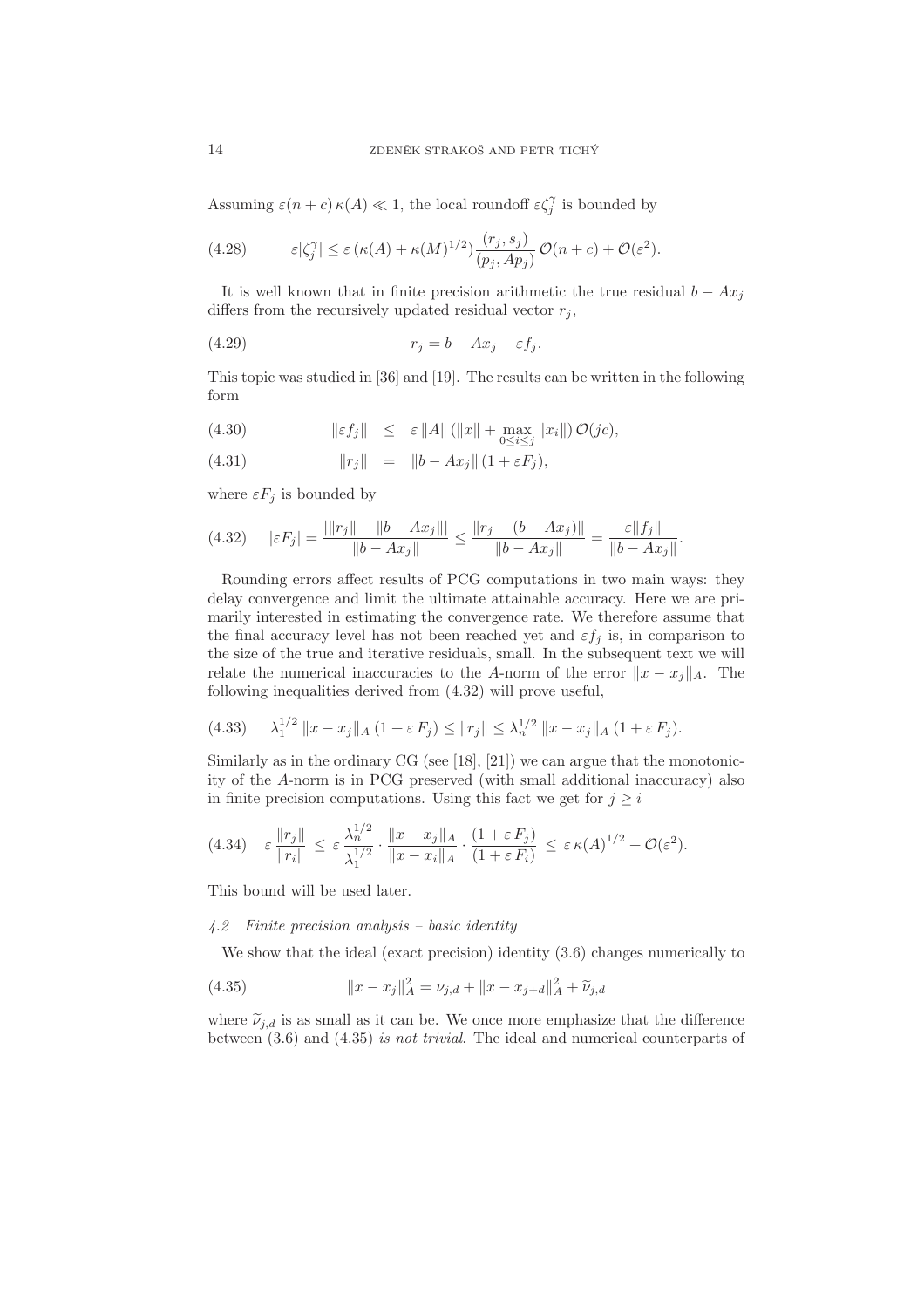Assuming $\varepsilon(n+c)\,\kappa(A) \ll 1$, the local roundoff $\varepsilon\zeta_j^\gamma$ is bounded by

$$\varepsilon|\zeta_j^\gamma| \leq \varepsilon\,(\kappa(A) + \kappa(M)^{1/2})\frac{(r_j, s_j)}{(p_j, Ap_j)}\,\mathcal{O}(n+c) + \mathcal{O}(\varepsilon^2). \tag{4.28}$$

It is well known that in finite precision arithmetic the true residual $b - Ax_j$ differs from the recursively updated residual vector $r_j$,

$$r_j = b - Ax_j - \varepsilon f_j. \tag{4.29}$$

This topic was studied in [36] and [19]. The results can be written in the following form

$$\|\varepsilon f_j\| \quad \leq \quad \varepsilon\,\|A\|\,(\|x\| + \max_{0\leq i\leq j}\|x_i\|)\,\mathcal{O}(jc), \tag{4.30}$$

$$\|r_j\| \quad = \quad \|b - Ax_j\|\,(1 + \varepsilon F_j), \tag{4.31}$$

where $\varepsilon F_j$ is bounded by

$$|\varepsilon F_j| = \frac{|\|r_j\| - \|b - Ax_j\||}{\|b - Ax_j\|} \leq \frac{\|r_j - (b - Ax_j)\|}{\|b - Ax_j\|} = \frac{\varepsilon\|f_j\|}{\|b - Ax_j\|}. \tag{4.32}$$

Rounding errors affect results of PCG computations in two main ways: they delay convergence and limit the ultimate attainable accuracy. Here we are primarily interested in estimating the convergence rate. We therefore assume that the final accuracy level has not been reached yet and $\varepsilon f_j$ is, in comparison to the size of the true and iterative residuals, small. In the subsequent text we will relate the numerical inaccuracies to the $A$-norm of the error $\|x - x_j\|_A$. The following inequalities derived from (4.32) will prove useful,

$$\lambda_1^{1/2}\,\|x - x_j\|_A\,(1 + \varepsilon\,F_j) \leq \|r_j\| \leq \lambda_n^{1/2}\,\|x - x_j\|_A\,(1 + \varepsilon\,F_j). \tag{4.33}$$

Similarly as in the ordinary CG (see [18], [21]) we can argue that the monotonicity of the $A$-norm is in PCG preserved (with small additional inaccuracy) also in finite precision computations. Using this fact we get for $j \geq i$

$$\varepsilon\,\frac{\|r_j\|}{\|r_i\|} \;\leq\; \varepsilon\,\frac{\lambda_n^{1/2}}{\lambda_1^{1/2}}\cdot\frac{\|x - x_j\|_A}{\|x - x_i\|_A}\cdot\frac{(1 + \varepsilon\,F_j)}{(1 + \varepsilon\,F_i)} \;\leq\; \varepsilon\,\kappa(A)^{1/2} + \mathcal{O}(\varepsilon^2). \tag{4.34}$$

This bound will be used later.

### *4.2 Finite precision analysis – basic identity*

We show that the ideal (exact precision) identity (3.6) changes numerically to

$$\|x - x_j\|_A^2 = \nu_{j,d} + \|x - x_{j+d}\|_A^2 + \widetilde{\nu}_{j,d} \tag{4.35}$$

where $\widetilde{\nu}_{j,d}$ is as small as it can be. We once more emphasize that the difference between (3.6) and (4.35) *is not trivial*. The ideal and numerical counterparts of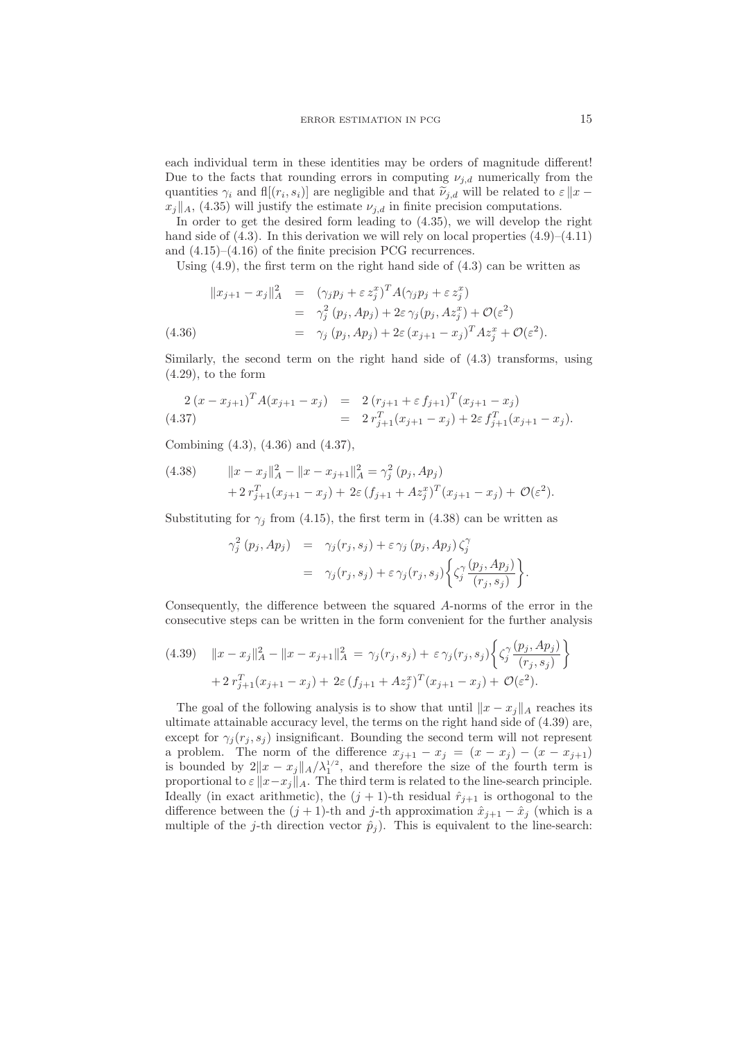each individual term in these identities may be orders of magnitude different! Due to the facts that rounding errors in computing $\nu_{j,d}$ numerically from the quantities $\gamma_i$ and $\mathrm{fl}[(r_i, s_i)]$ are negligible and that $\widetilde{\nu}_{j,d}$ will be related to $\varepsilon \, \|x - x_j\|_A$, (4.35) will justify the estimate $\nu_{j,d}$ in finite precision computations.

In order to get the desired form leading to (4.35), we will develop the right hand side of (4.3). In this derivation we will rely on local properties (4.9)–(4.11) and (4.15)–(4.16) of the finite precision PCG recurrences.

Using (4.9), the first term on the right hand side of (4.3) can be written as

$$
\begin{aligned}
\|x_{j+1} - x_j\|_A^2 &= (\gamma_j p_j + \varepsilon \, z_j^x)^T A (\gamma_j p_j + \varepsilon \, z_j^x) \\
&= \gamma_j^2 \, (p_j, Ap_j) + 2\varepsilon \, \gamma_j (p_j, Az_j^x) + \mathcal{O}(\varepsilon^2) \\
&= \gamma_j \, (p_j, Ap_j) + 2\varepsilon \, (x_{j+1} - x_j)^T A z_j^x + \mathcal{O}(\varepsilon^2).
\end{aligned}
\tag{4.36}
$$

Similarly, the second term on the right hand side of (4.3) transforms, using (4.29), to the form

$$
\begin{aligned}
2 \, (x - x_{j+1})^T A (x_{j+1} - x_j) &= 2 \, (r_{j+1} + \varepsilon \, f_{j+1})^T (x_{j+1} - x_j) \\
&= 2 \, r_{j+1}^T (x_{j+1} - x_j) + 2\varepsilon \, f_{j+1}^T (x_{j+1} - x_j).
\end{aligned}
\tag{4.37}
$$

Combining (4.3), (4.36) and (4.37),

$$
\begin{aligned}
\|x - x_j\|_A^2 - \|x - x_{j+1}\|_A^2 &= \gamma_j^2 \, (p_j, Ap_j) \\
&+ 2 \, r_{j+1}^T (x_{j+1} - x_j) + 2\varepsilon \, (f_{j+1} + Az_j^x)^T (x_{j+1} - x_j) + \mathcal{O}(\varepsilon^2).
\end{aligned}
\tag{4.38}
$$

Substituting for $\gamma_j$ from (4.15), the first term in (4.38) can be written as

$$
\begin{aligned}
\gamma_j^2 \, (p_j, Ap_j) &= \gamma_j (r_j, s_j) + \varepsilon \, \gamma_j \, (p_j, Ap_j) \, \zeta_j^\gamma \\
&= \gamma_j (r_j, s_j) + \varepsilon \, \gamma_j (r_j, s_j) \left\{ \zeta_j^\gamma \, \frac{(p_j, Ap_j)}{(r_j, s_j)} \right\}.
\end{aligned}
$$

Consequently, the difference between the squared $A$-norms of the error in the consecutive steps can be written in the form convenient for the further analysis

$$
\begin{aligned}
\|x - x_j\|_A^2 - \|x - x_{j+1}\|_A^2 &= \gamma_j (r_j, s_j) + \varepsilon \, \gamma_j (r_j, s_j) \left\{ \zeta_j^\gamma \, \frac{(p_j, Ap_j)}{(r_j, s_j)} \right\} \\
&+ 2 \, r_{j+1}^T (x_{j+1} - x_j) + 2\varepsilon \, (f_{j+1} + Az_j^x)^T (x_{j+1} - x_j) + \mathcal{O}(\varepsilon^2).
\end{aligned}
\tag{4.39}
$$

The goal of the following analysis is to show that until $\|x - x_j\|_A$ reaches its ultimate attainable accuracy level, the terms on the right hand side of (4.39) are, except for $\gamma_j (r_j, s_j)$ insignificant. Bounding the second term will not represent a problem. The norm of the difference $x_{j+1} - x_j = (x - x_j) - (x - x_{j+1})$ is bounded by $2\|x - x_j\|_A / \lambda_1^{1/2}$, and therefore the size of the fourth term is proportional to $\varepsilon \, \|x - x_j\|_A$. The third term is related to the line-search principle. Ideally (in exact arithmetic), the $(j+1)$-th residual $\hat{r}_{j+1}$ is orthogonal to the difference between the $(j+1)$-th and $j$-th approximation $\hat{x}_{j+1} - \hat{x}_j$ (which is a multiple of the $j$-th direction vector $\hat{p}_j$). This is equivalent to the line-search: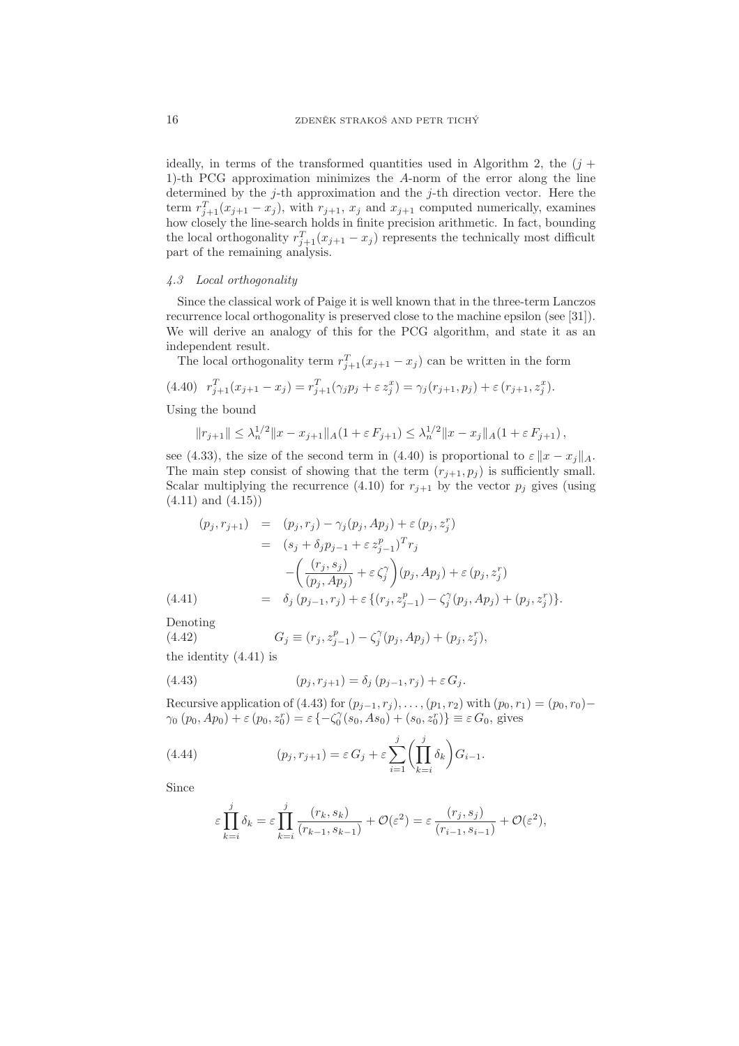ideally, in terms of the transformed quantities used in Algorithm 2, the $(j+1)$-th PCG approximation minimizes the $A$-norm of the error along the line determined by the $j$-th approximation and the $j$-th direction vector. Here the term $r_{j+1}^T(x_{j+1}-x_j)$, with $r_{j+1}$, $x_j$ and $x_{j+1}$ computed numerically, examines how closely the line-search holds in finite precision arithmetic. In fact, bounding the local orthogonality $r_{j+1}^T(x_{j+1}-x_j)$ represents the technically most difficult part of the remaining analysis.

### *4.3 Local orthogonality*

Since the classical work of Paige it is well known that in the three-term Lanczos recurrence local orthogonality is preserved close to the machine epsilon (see [31]). We will derive an analogy of this for the PCG algorithm, and state it as an independent result.

The local orthogonality term $r_{j+1}^T(x_{j+1}-x_j)$ can be written in the form

$$r_{j+1}^T(x_{j+1}-x_j) = r_{j+1}^T(\gamma_j p_j + \varepsilon\, z_j^x) = \gamma_j (r_{j+1}, p_j) + \varepsilon\,(r_{j+1}, z_j^x). \tag{4.40}$$

Using the bound

$$\|r_{j+1}\| \le \lambda_n^{1/2}\|x - x_{j+1}\|_A(1+\varepsilon\, F_{j+1}) \le \lambda_n^{1/2}\|x - x_j\|_A(1+\varepsilon\, F_{j+1}),$$

see (4.33), the size of the second term in (4.40) is proportional to $\varepsilon\,\|x-x_j\|_A$. The main step consist of showing that the term $(r_{j+1}, p_j)$ is sufficiently small. Scalar multiplying the recurrence (4.10) for $r_{j+1}$ by the vector $p_j$ gives (using (4.11) and (4.15))

$$\begin{aligned}
(p_j, r_{j+1}) &= (p_j, r_j) - \gamma_j (p_j, Ap_j) + \varepsilon\,(p_j, z_j^r) \\
&= (s_j + \delta_j p_{j-1} + \varepsilon\, z_{j-1}^p)^T r_j \\
&\quad - \left(\frac{(r_j, s_j)}{(p_j, Ap_j)} + \varepsilon\,\zeta_j^\gamma\right)(p_j, Ap_j) + \varepsilon\,(p_j, z_j^r) \\
&= \delta_j\,(p_{j-1}, r_j) + \varepsilon\,\{(r_j, z_{j-1}^p) - \zeta_j^\gamma (p_j, Ap_j) + (p_j, z_j^r)\}.
\end{aligned} \tag{4.41}$$

Denoting

$$G_j \equiv (r_j, z_{j-1}^p) - \zeta_j^\gamma (p_j, Ap_j) + (p_j, z_j^r), \tag{4.42}$$

the identity (4.41) is

$$(p_j, r_{j+1}) = \delta_j\,(p_{j-1}, r_j) + \varepsilon\, G_j. \tag{4.43}$$

Recursive application of (4.43) for $(p_{j-1}, r_j), \ldots, (p_1, r_2)$ with $(p_0, r_1) = (p_0, r_0) - \gamma_0\,(p_0, Ap_0) + \varepsilon\,(p_0, z_0^r) = \varepsilon\,\{-\zeta_0^\gamma (s_0, As_0) + (s_0, z_0^r)\} \equiv \varepsilon\, G_0$, gives

$$(p_j, r_{j+1}) = \varepsilon\, G_j + \varepsilon \sum_{i=1}^{j}\left(\prod_{k=i}^{j}\delta_k\right) G_{i-1}. \tag{4.44}$$

Since

$$\varepsilon \prod_{k=i}^{j}\delta_k = \varepsilon \prod_{k=i}^{j}\frac{(r_k, s_k)}{(r_{k-1}, s_{k-1})} + \mathcal{O}(\varepsilon^2) = \varepsilon\,\frac{(r_j, s_j)}{(r_{i-1}, s_{i-1})} + \mathcal{O}(\varepsilon^2),$$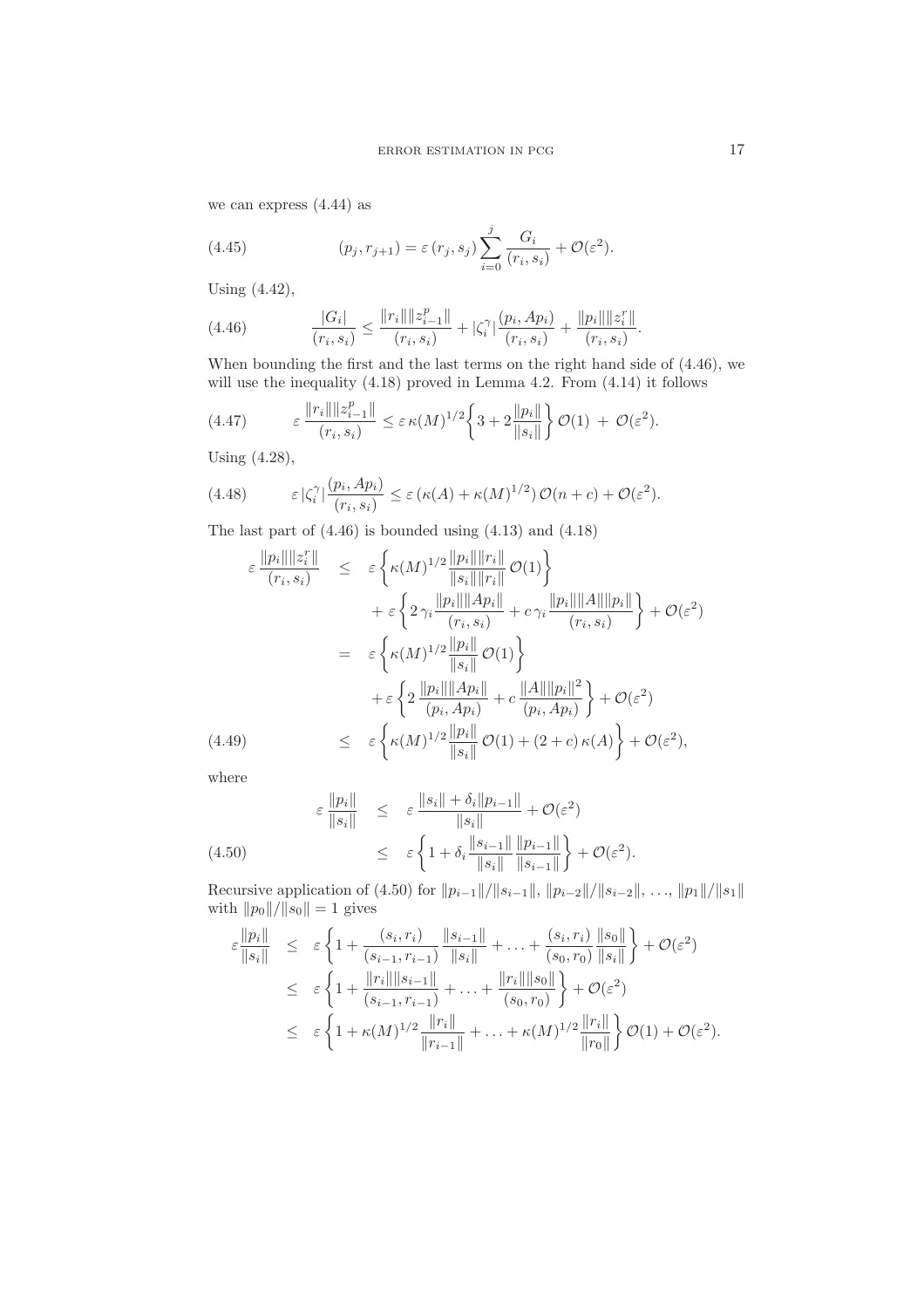we can express (4.44) as

$$(p_j, r_{j+1}) = \varepsilon\, (r_j, s_j) \sum_{i=0}^{j} \frac{G_i}{(r_i, s_i)} + \mathcal{O}(\varepsilon^2). \tag{4.45}$$

Using (4.42),

$$\frac{|G_i|}{(r_i, s_i)} \leq \frac{\|r_i\| \|z_{i-1}^p\|}{(r_i, s_i)} + |\zeta_i^\gamma| \frac{(p_i, Ap_i)}{(r_i, s_i)} + \frac{\|p_i\| \|z_i^r\|}{(r_i, s_i)}. \tag{4.46}$$

When bounding the first and the last terms on the right hand side of (4.46), we will use the inequality (4.18) proved in Lemma 4.2. From (4.14) it follows

$$\varepsilon \frac{\|r_i\| \|z_{i-1}^p\|}{(r_i, s_i)} \leq \varepsilon\, \kappa(M)^{1/2} \left\{ 3 + 2 \frac{\|p_i\|}{\|s_i\|} \right\} \mathcal{O}(1) \;+\; \mathcal{O}(\varepsilon^2). \tag{4.47}$$

Using (4.28),

$$\varepsilon\, |\zeta_i^\gamma| \frac{(p_i, Ap_i)}{(r_i, s_i)} \leq \varepsilon\, (\kappa(A) + \kappa(M)^{1/2})\, \mathcal{O}(n + c) + \mathcal{O}(\varepsilon^2). \tag{4.48}$$

The last part of (4.46) is bounded using (4.13) and (4.18)

$$\begin{aligned}
\varepsilon \frac{\|p_i\| \|z_i^r\|}{(r_i, s_i)} &\leq \varepsilon \left\{ \kappa(M)^{1/2} \frac{\|p_i\| \|r_i\|}{\|s_i\| \|r_i\|}\, \mathcal{O}(1) \right\} \\
&\quad + \varepsilon \left\{ 2\, \gamma_i \frac{\|p_i\| \|Ap_i\|}{(r_i, s_i)} + c\, \gamma_i \frac{\|p_i\| \|A\| \|p_i\|}{(r_i, s_i)} \right\} + \mathcal{O}(\varepsilon^2) \\
&= \varepsilon \left\{ \kappa(M)^{1/2} \frac{\|p_i\|}{\|s_i\|}\, \mathcal{O}(1) \right\} \\
&\quad + \varepsilon \left\{ 2\, \frac{\|p_i\| \|Ap_i\|}{(p_i, Ap_i)} + c\, \frac{\|A\| \|p_i\|^2}{(p_i, Ap_i)} \right\} + \mathcal{O}(\varepsilon^2) \\
&\leq \varepsilon \left\{ \kappa(M)^{1/2} \frac{\|p_i\|}{\|s_i\|}\, \mathcal{O}(1) + (2 + c)\, \kappa(A) \right\} + \mathcal{O}(\varepsilon^2),
\end{aligned} \tag{4.49}$$

where

$$\begin{aligned}
\varepsilon \frac{\|p_i\|}{\|s_i\|} &\leq \varepsilon\, \frac{\|s_i\| + \delta_i \|p_{i-1}\|}{\|s_i\|} + \mathcal{O}(\varepsilon^2) \\
&\leq \varepsilon \left\{ 1 + \delta_i \frac{\|s_{i-1}\|}{\|s_i\|} \frac{\|p_{i-1}\|}{\|s_{i-1}\|} \right\} + \mathcal{O}(\varepsilon^2).
\end{aligned} \tag{4.50}$$

Recursive application of (4.50) for $\|p_{i-1}\|/\|s_{i-1}\|$, $\|p_{i-2}\|/\|s_{i-2}\|$, $\ldots$, $\|p_1\|/\|s_1\|$ with $\|p_0\|/\|s_0\| = 1$ gives

$$\begin{aligned}
\varepsilon \frac{\|p_i\|}{\|s_i\|} &\leq \varepsilon \left\{ 1 + \frac{(s_i, r_i)}{(s_{i-1}, r_{i-1})} \frac{\|s_{i-1}\|}{\|s_i\|} + \ldots + \frac{(s_i, r_i)}{(s_0, r_0)} \frac{\|s_0\|}{\|s_i\|} \right\} + \mathcal{O}(\varepsilon^2) \\
&\leq \varepsilon \left\{ 1 + \frac{\|r_i\| \|s_{i-1}\|}{(s_{i-1}, r_{i-1})} + \ldots + \frac{\|r_i\| \|s_0\|}{(s_0, r_0)} \right\} + \mathcal{O}(\varepsilon^2) \\
&\leq \varepsilon \left\{ 1 + \kappa(M)^{1/2} \frac{\|r_i\|}{\|r_{i-1}\|} + \ldots + \kappa(M)^{1/2} \frac{\|r_i\|}{\|r_0\|} \right\} \mathcal{O}(1) + \mathcal{O}(\varepsilon^2).
\end{aligned}$$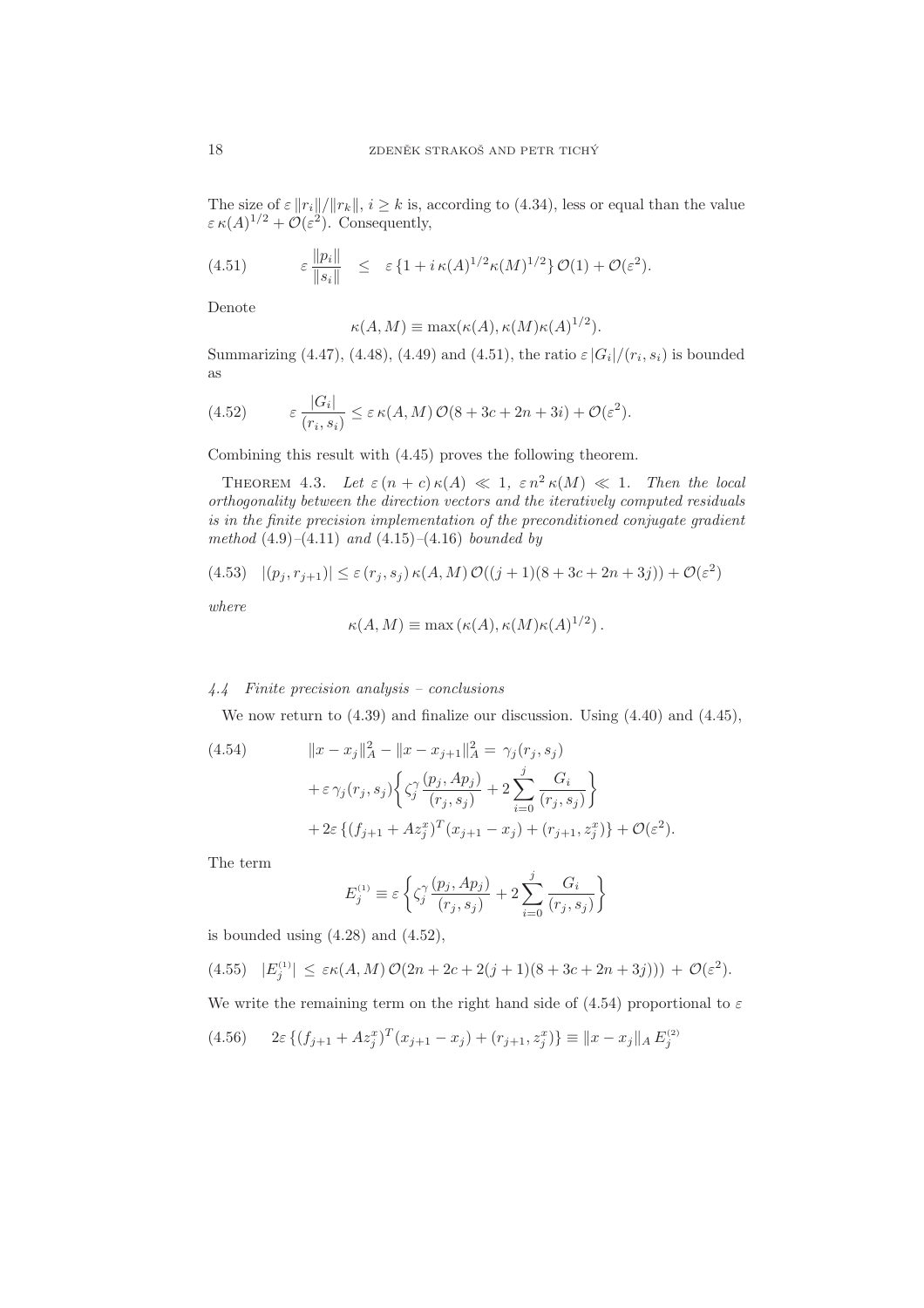The size of $\varepsilon \|r_i\|/\|r_k\|$, $i \geq k$ is, according to (4.34), less or equal than the value $\varepsilon \, \kappa(A)^{1/2} + \mathcal{O}(\varepsilon^2)$. Consequently,

$$\varepsilon \, \frac{\|p_i\|}{\|s_i\|} \quad \leq \quad \varepsilon \, \{1 + i \, \kappa(A)^{1/2} \kappa(M)^{1/2}\} \, \mathcal{O}(1) + \mathcal{O}(\varepsilon^2). \tag{4.51}$$

Denote

$$\kappa(A, M) \equiv \max(\kappa(A), \kappa(M) \kappa(A)^{1/2}).$$

Summarizing (4.47), (4.48), (4.49) and (4.51), the ratio $\varepsilon \, |G_i|/(r_i, s_i)$ is bounded as

$$\varepsilon \, \frac{|G_i|}{(r_i, s_i)} \leq \varepsilon \, \kappa(A, M) \, \mathcal{O}(8 + 3c + 2n + 3i) + \mathcal{O}(\varepsilon^2). \tag{4.52}$$

Combining this result with (4.45) proves the following theorem.

THEOREM 4.3. *Let $\varepsilon \, (n + c) \, \kappa(A) \ll 1$, $\varepsilon \, n^2 \, \kappa(M) \ll 1$. Then the local orthogonality between the direction vectors and the iteratively computed residuals is in the finite precision implementation of the preconditioned conjugate gradient method (4.9)–(4.11) and (4.15)–(4.16) bounded by*

$$|(p_j, r_{j+1})| \leq \varepsilon \, (r_j, s_j) \, \kappa(A, M) \, \mathcal{O}((j + 1)(8 + 3c + 2n + 3j)) + \mathcal{O}(\varepsilon^2) \tag{4.53}$$

*where*

$$\kappa(A, M) \equiv \max\left(\kappa(A), \kappa(M) \kappa(A)^{1/2}\right).$$

### *4.4 Finite precision analysis – conclusions*

We now return to (4.39) and finalize our discussion. Using (4.40) and (4.45),

$$\begin{aligned}
\|x - x_j\|_A^2 - \|x - x_{j+1}\|_A^2 = \; & \gamma_j (r_j, s_j) \\
& + \varepsilon \, \gamma_j (r_j, s_j) \left\{ \zeta_j^\gamma \, \frac{(p_j, A p_j)}{(r_j, s_j)} + 2 \sum_{i=0}^{j} \frac{G_i}{(r_j, s_j)} \right\} \\
& + 2\varepsilon \, \{(f_{j+1} + A z_j^x)^T (x_{j+1} - x_j) + (r_{j+1}, z_j^x)\} + \mathcal{O}(\varepsilon^2).
\end{aligned} \tag{4.54}$$

The term

$$E_j^{(1)} \equiv \varepsilon \left\{ \zeta_j^\gamma \, \frac{(p_j, A p_j)}{(r_j, s_j)} + 2 \sum_{i=0}^{j} \frac{G_i}{(r_j, s_j)} \right\}$$

is bounded using (4.28) and (4.52),

$$|E_j^{(1)}| \; \leq \; \varepsilon \kappa(A, M) \, \mathcal{O}(2n + 2c + 2(j + 1)(8 + 3c + 2n + 3j))) \; + \; \mathcal{O}(\varepsilon^2). \tag{4.55}$$

We write the remaining term on the right hand side of (4.54) proportional to $\varepsilon$

$$2\varepsilon \, \{(f_{j+1} + A z_j^x)^T (x_{j+1} - x_j) + (r_{j+1}, z_j^x)\} \equiv \|x - x_j\|_A \, E_j^{(2)} \tag{4.56}$$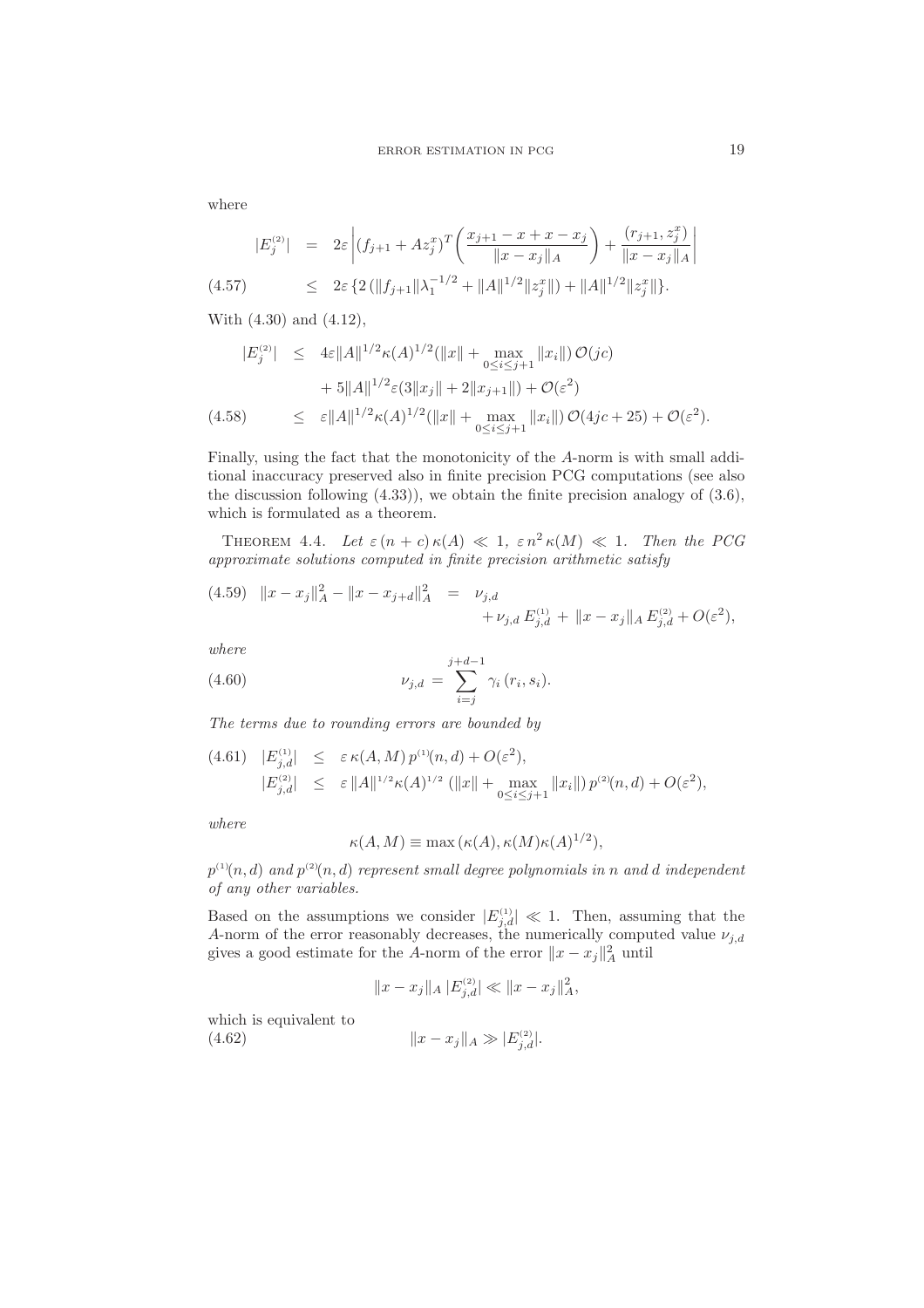where

$$
\begin{aligned}
|E_j^{(2)}| &= 2\varepsilon \left| (f_{j+1} + Az_j^x)^T \left( \frac{x_{j+1} - x + x - x_j}{\|x - x_j\|_A} \right) + \frac{(r_{j+1}, z_j^x)}{\|x - x_j\|_A} \right| \\
&\leq 2\varepsilon \{ 2 (\|f_{j+1}\| \lambda_1^{-1/2} + \|A\|^{1/2} \|z_j^x\|) + \|A\|^{1/2} \|z_j^x\| \}. \qquad (4.57)
\end{aligned}
$$

With (4.30) and (4.12),

$$
\begin{aligned}
|E_j^{(2)}| &\leq 4\varepsilon \|A\|^{1/2} \kappa(A)^{1/2} (\|x\| + \max_{0 \leq i \leq j+1} \|x_i\|) \, \mathcal{O}(jc) \\
&\quad + 5 \|A\|^{1/2} \varepsilon (3\|x_j\| + 2\|x_{j+1}\|) + \mathcal{O}(\varepsilon^2) \\
&\leq \varepsilon \|A\|^{1/2} \kappa(A)^{1/2} (\|x\| + \max_{0 \leq i \leq j+1} \|x_i\|) \, \mathcal{O}(4jc + 25) + \mathcal{O}(\varepsilon^2). \qquad (4.58)
\end{aligned}
$$

Finally, using the fact that the monotonicity of the $A$-norm is with small additional inaccuracy preserved also in finite precision PCG computations (see also the discussion following (4.33)), we obtain the finite precision analogy of (3.6), which is formulated as a theorem.

THEOREM 4.4. *Let* $\varepsilon \, (n + c) \, \kappa(A) \ll 1$, $\varepsilon \, n^2 \, \kappa(M) \ll 1$. *Then the PCG approximate solutions computed in finite precision arithmetic satisfy*

$$
\begin{aligned}
\|x - x_j\|_A^2 - \|x - x_{j+d}\|_A^2 &= \nu_{j,d} \\
&\quad + \nu_{j,d} \, E_{j,d}^{(1)} + \|x - x_j\|_A \, E_{j,d}^{(2)} + O(\varepsilon^2), \qquad (4.59)
\end{aligned}
$$

*where*

$$
\nu_{j,d} = \sum_{i=j}^{j+d-1} \gamma_i \, (r_i, s_i). \qquad (4.60)
$$

*The terms due to rounding errors are bounded by*

$$
\begin{aligned}
|E_{j,d}^{(1)}| &\leq \varepsilon \, \kappa(A, M) \, p^{(1)}(n, d) + O(\varepsilon^2), \qquad (4.61) \\
|E_{j,d}^{(2)}| &\leq \varepsilon \, \|A\|^{1/2} \kappa(A)^{1/2} \, (\|x\| + \max_{0 \leq i \leq j+1} \|x_i\|) \, p^{(2)}(n, d) + O(\varepsilon^2),
\end{aligned}
$$

*where*

$$
\kappa(A, M) \equiv \max \, (\kappa(A), \kappa(M) \kappa(A)^{1/2}),
$$

$p^{(1)}(n, d)$ *and* $p^{(2)}(n, d)$ *represent small degree polynomials in* $n$ *and* $d$ *independent of any other variables.*

Based on the assumptions we consider $|E_{j,d}^{(1)}| \ll 1$. Then, assuming that the $A$-norm of the error reasonably decreases, the numerically computed value $\nu_{j,d}$ gives a good estimate for the $A$-norm of the error $\|x - x_j\|_A^2$ until

$$
\|x - x_j\|_A \, |E_{j,d}^{(2)}| \ll \|x - x_j\|_A^2,
$$

which is equivalent to

$$
\|x - x_j\|_A \gg |E_{j,d}^{(2)}|. \qquad (4.62)
$$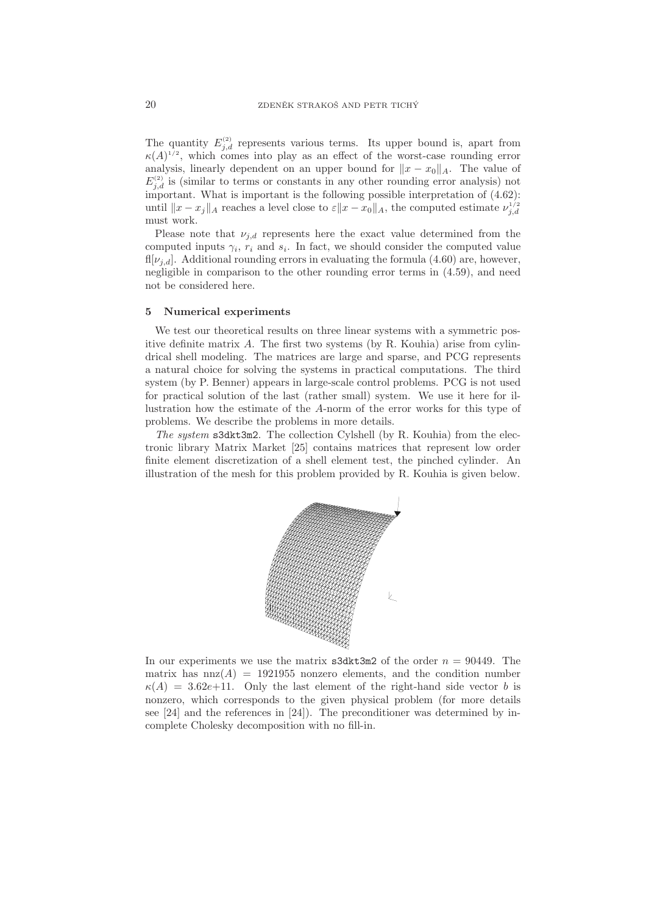The quantity $E^{(2)}_{j,d}$ represents various terms. Its upper bound is, apart from $\kappa(A)^{1/2}$, which comes into play as an effect of the worst-case rounding error analysis, linearly dependent on an upper bound for $\|x - x_0\|_A$. The value of $E^{(2)}_{j,d}$ is (similar to terms or constants in any other rounding error analysis) not important. What is important is the following possible interpretation of (4.62): until $\|x - x_j\|_A$ reaches a level close to $\varepsilon\|x - x_0\|_A$, the computed estimate $\nu^{1/2}_{j,d}$ must work.

Please note that $\nu_{j,d}$ represents here the exact value determined from the computed inputs $\gamma_i$, $r_i$ and $s_i$. In fact, we should consider the computed value $\mathrm{fl}[\nu_{j,d}]$. Additional rounding errors in evaluating the formula (4.60) are, however, negligible in comparison to the other rounding error terms in (4.59), and need not be considered here.

## 5 Numerical experiments

We test our theoretical results on three linear systems with a symmetric positive definite matrix $A$. The first two systems (by R. Kouhia) arise from cylindrical shell modeling. The matrices are large and sparse, and PCG represents a natural choice for solving the systems in practical computations. The third system (by P. Benner) appears in large-scale control problems. PCG is not used for practical solution of the last (rather small) system. We use it here for illustration how the estimate of the $A$-norm of the error works for this type of problems. We describe the problems in more details.

*The system* `s3dkt3m2`. The collection Cylshell (by R. Kouhia) from the electronic library Matrix Market [25] contains matrices that represent low order finite element discretization of a shell element test, the pinched cylinder. An illustration of the mesh for this problem provided by R. Kouhia is given below.

In our experiments we use the matrix `s3dkt3m2` of the order $n = 90449$. The matrix has $\mathrm{nnz}(A) = 1921955$ nonzero elements, and the condition number $\kappa(A) = 3.62e{+}11$. Only the last element of the right-hand side vector $b$ is nonzero, which corresponds to the given physical problem (for more details see [24] and the references in [24]). The preconditioner was determined by incomplete Cholesky decomposition with no fill-in.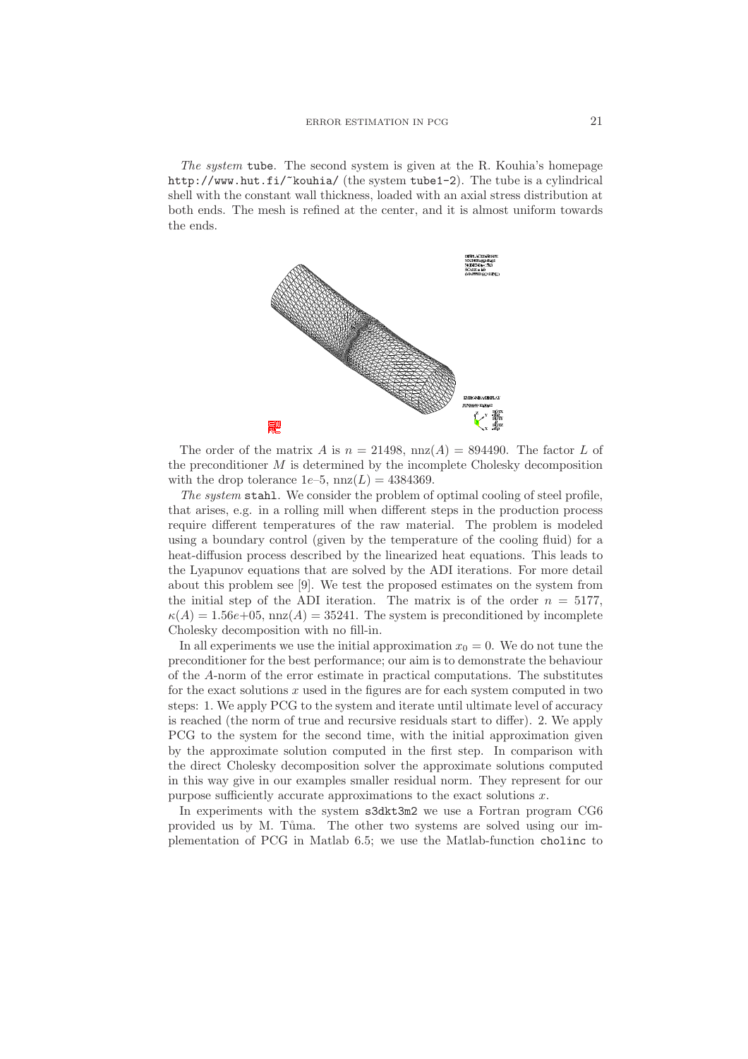*The system* tube. The second system is given at the R. Kouhia's homepage http://www.hut.fi/~kouhia/ (the system tube1-2). The tube is a cylindrical shell with the constant wall thickness, loaded with an axial stress distribution at both ends. The mesh is refined at the center, and it is almost uniform towards the ends.

The order of the matrix $A$ is $n = 21498$, $\text{nnz}(A) = 894490$. The factor $L$ of the preconditioner $M$ is determined by the incomplete Cholesky decomposition with the drop tolerance $1e$–5, $\text{nnz}(L) = 4384369$.

*The system* stahl. We consider the problem of optimal cooling of steel profile, that arises, e.g. in a rolling mill when different steps in the production process require different temperatures of the raw material. The problem is modeled using a boundary control (given by the temperature of the cooling fluid) for a heat-diffusion process described by the linearized heat equations. This leads to the Lyapunov equations that are solved by the ADI iterations. For more detail about this problem see [9]. We test the proposed estimates on the system from the initial step of the ADI iteration. The matrix is of the order $n = 5177$, $\kappa(A) = 1.56e{+}05$, $\text{nnz}(A) = 35241$. The system is preconditioned by incomplete Cholesky decomposition with no fill-in.

In all experiments we use the initial approximation $x_0 = 0$. We do not tune the preconditioner for the best performance; our aim is to demonstrate the behaviour of the $A$-norm of the error estimate in practical computations. The substitutes for the exact solutions $x$ used in the figures are for each system computed in two steps: 1. We apply PCG to the system and iterate until ultimate level of accuracy is reached (the norm of true and recursive residuals start to differ). 2. We apply PCG to the system for the second time, with the initial approximation given by the approximate solution computed in the first step. In comparison with the direct Cholesky decomposition solver the approximate solutions computed in this way give in our examples smaller residual norm. They represent for our purpose sufficiently accurate approximations to the exact solutions $x$.

In experiments with the system s3dkt3m2 we use a Fortran program CG6 provided us by M. Tůma. The other two systems are solved using our implementation of PCG in Matlab 6.5; we use the Matlab-function cholinc to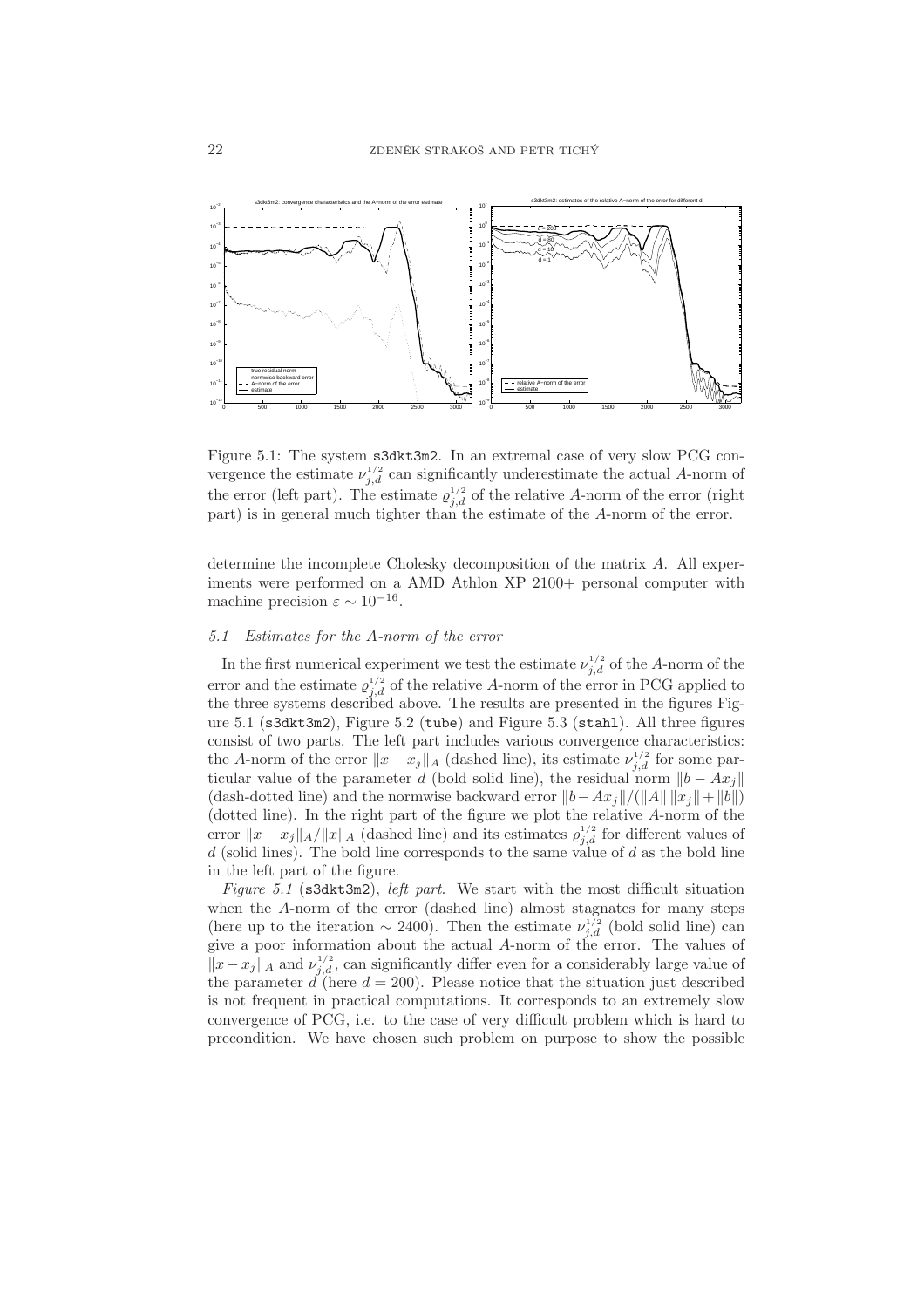Figure 5.1: The system s3dkt3m2. In an extremal case of very slow PCG convergence the estimate $\nu_{j,d}^{1/2}$ can significantly underestimate the actual $A$-norm of the error (left part). The estimate $\varrho_{j,d}^{1/2}$ of the relative $A$-norm of the error (right part) is in general much tighter than the estimate of the $A$-norm of the error.

determine the incomplete Cholesky decomposition of the matrix $A$. All experiments were performed on a AMD Athlon XP 2100+ personal computer with machine precision $\varepsilon \sim 10^{-16}$.

### 5.1 Estimates for the A-norm of the error

In the first numerical experiment we test the estimate $\nu_{j,d}^{1/2}$ of the $A$-norm of the error and the estimate $\varrho_{j,d}^{1/2}$ of the relative $A$-norm of the error in PCG applied to the three systems described above. The results are presented in the figures Figure 5.1 (s3dkt3m2), Figure 5.2 (tube) and Figure 5.3 (stahl). All three figures consist of two parts. The left part includes various convergence characteristics: the $A$-norm of the error $\|x - x_j\|_A$ (dashed line), its estimate $\nu_{j,d}^{1/2}$ for some particular value of the parameter $d$ (bold solid line), the residual norm $\|b - Ax_j\|$ (dash-dotted line) and the normwise backward error $\|b - Ax_j\|/(\|A\| \|x_j\| + \|b\|)$ (dotted line). In the right part of the figure we plot the relative $A$-norm of the error $\|x - x_j\|_A / \|x\|_A$ (dashed line) and its estimates $\varrho_{j,d}^{1/2}$ for different values of $d$ (solid lines). The bold line corresponds to the same value of $d$ as the bold line in the left part of the figure.

*Figure 5.1* (s3dkt3m2), *left part*. We start with the most difficult situation when the $A$-norm of the error (dashed line) almost stagnates for many steps (here up to the iteration $\sim 2400$). Then the estimate $\nu_{j,d}^{1/2}$ (bold solid line) can give a poor information about the actual $A$-norm of the error. The values of $\|x - x_j\|_A$ and $\nu_{j,d}^{1/2}$, can significantly differ even for a considerably large value of the parameter $d$ (here $d = 200$). Please notice that the situation just described is not frequent in practical computations. It corresponds to an extremely slow convergence of PCG, i.e. to the case of very difficult problem which is hard to precondition. We have chosen such problem on purpose to show the possible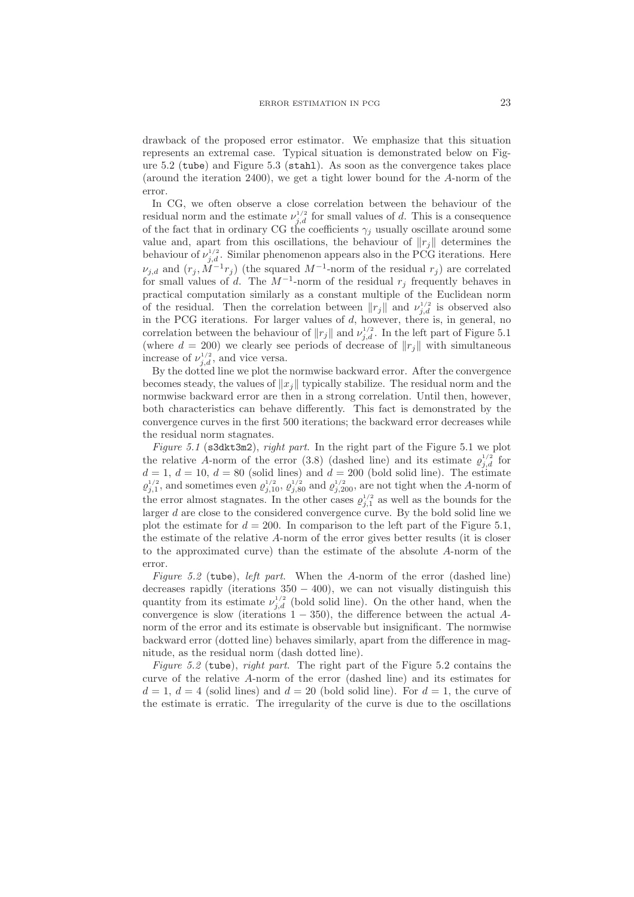drawback of the proposed error estimator. We emphasize that this situation represents an extremal case. Typical situation is demonstrated below on Figure 5.2 (`tube`) and Figure 5.3 (`stahl`). As soon as the convergence takes place (around the iteration 2400), we get a tight lower bound for the $A$-norm of the error.

In CG, we often observe a close correlation between the behaviour of the residual norm and the estimate $\nu_{j,d}^{1/2}$ for small values of $d$. This is a consequence of the fact that in ordinary CG the coefficients $\gamma_j$ usually oscillate around some value and, apart from this oscillations, the behaviour of $\|r_j\|$ determines the behaviour of $\nu_{j,d}^{1/2}$. Similar phenomenon appears also in the PCG iterations. Here $\nu_{j,d}$ and $(r_j, M^{-1}r_j)$ (the squared $M^{-1}$-norm of the residual $r_j$) are correlated for small values of $d$. The $M^{-1}$-norm of the residual $r_j$ frequently behaves in practical computation similarly as a constant multiple of the Euclidean norm of the residual. Then the correlation between $\|r_j\|$ and $\nu_{j,d}^{1/2}$ is observed also in the PCG iterations. For larger values of $d$, however, there is, in general, no correlation between the behaviour of $\|r_j\|$ and $\nu_{j,d}^{1/2}$. In the left part of Figure 5.1 (where $d = 200$) we clearly see periods of decrease of $\|r_j\|$ with simultaneous increase of $\nu_{j,d}^{1/2}$, and vice versa.

By the dotted line we plot the normwise backward error. After the convergence becomes steady, the values of $\|x_j\|$ typically stabilize. The residual norm and the normwise backward error are then in a strong correlation. Until then, however, both characteristics can behave differently. This fact is demonstrated by the convergence curves in the first 500 iterations; the backward error decreases while the residual norm stagnates.

*Figure 5.1* (`s3dkt3m2`), *right part*. In the right part of the Figure 5.1 we plot the relative $A$-norm of the error (3.8) (dashed line) and its estimate $\varrho_{j,d}^{1/2}$ for $d = 1$, $d = 10$, $d = 80$ (solid lines) and $d = 200$ (bold solid line). The estimate $\varrho_{j,1}^{1/2}$, and sometimes even $\varrho_{j,10}^{1/2}$, $\varrho_{j,80}^{1/2}$ and $\varrho_{j,200}^{1/2}$, are not tight when the $A$-norm of the error almost stagnates. In the other cases $\varrho_{j,1}^{1/2}$ as well as the bounds for the larger $d$ are close to the considered convergence curve. By the bold solid line we plot the estimate for $d = 200$. In comparison to the left part of the Figure 5.1, the estimate of the relative $A$-norm of the error gives better results (it is closer to the approximated curve) than the estimate of the absolute $A$-norm of the error.

*Figure 5.2* (`tube`), *left part*. When the $A$-norm of the error (dashed line) decreases rapidly (iterations $350 - 400$), we can not visually distinguish this quantity from its estimate $\nu_{j,d}^{1/2}$ (bold solid line). On the other hand, when the convergence is slow (iterations $1 - 350$), the difference between the actual $A$-norm of the error and its estimate is observable but insignificant. The normwise backward error (dotted line) behaves similarly, apart from the difference in magnitude, as the residual norm (dash dotted line).

*Figure 5.2* (`tube`), *right part*. The right part of the Figure 5.2 contains the curve of the relative $A$-norm of the error (dashed line) and its estimates for $d = 1$, $d = 4$ (solid lines) and $d = 20$ (bold solid line). For $d = 1$, the curve of the estimate is erratic. The irregularity of the curve is due to the oscillations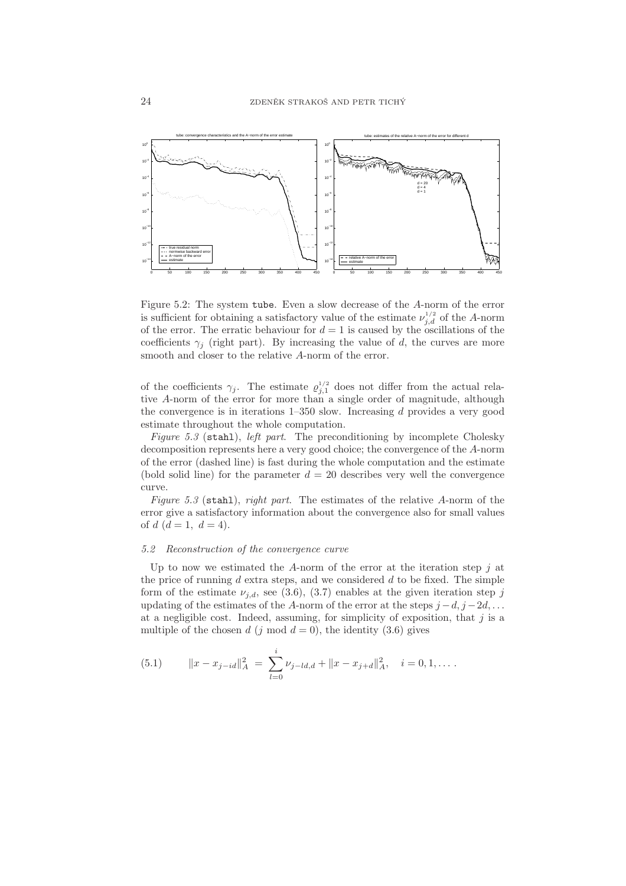Figure 5.2: The system tube. Even a slow decrease of the $A$-norm of the error is sufficient for obtaining a satisfactory value of the estimate $\nu_{j,d}^{1/2}$ of the $A$-norm of the error. The erratic behaviour for $d = 1$ is caused by the oscillations of the coefficients $\gamma_j$ (right part). By increasing the value of $d$, the curves are more smooth and closer to the relative $A$-norm of the error.

of the coefficients $\gamma_j$. The estimate $\varrho_{j,1}^{1/2}$ does not differ from the actual relative $A$-norm of the error for more than a single order of magnitude, although the convergence is in iterations 1–350 slow. Increasing $d$ provides a very good estimate throughout the whole computation.

*Figure 5.3* (stahl), *left part*. The preconditioning by incomplete Cholesky decomposition represents here a very good choice; the convergence of the $A$-norm of the error (dashed line) is fast during the whole computation and the estimate (bold solid line) for the parameter $d = 20$ describes very well the convergence curve.

*Figure 5.3* (stahl), *right part*. The estimates of the relative $A$-norm of the error give a satisfactory information about the convergence also for small values of $d$ ($d = 1,\ d = 4$).

### *5.2 Reconstruction of the convergence curve*

Up to now we estimated the $A$-norm of the error at the iteration step $j$ at the price of running $d$ extra steps, and we considered $d$ to be fixed. The simple form of the estimate $\nu_{j,d}$, see (3.6), (3.7) enables at the given iteration step $j$ updating of the estimates of the $A$-norm of the error at the steps $j-d, j-2d, \ldots$ at a negligible cost. Indeed, assuming, for simplicity of exposition, that $j$ is a multiple of the chosen $d$ ($j \bmod d = 0$), the identity (3.6) gives

$$(5.1) \qquad \|x - x_{j-id}\|_A^2 \ = \ \sum_{l=0}^{i} \nu_{j-ld,d} + \|x - x_{j+d}\|_A^2, \quad i = 0, 1, \ldots .$$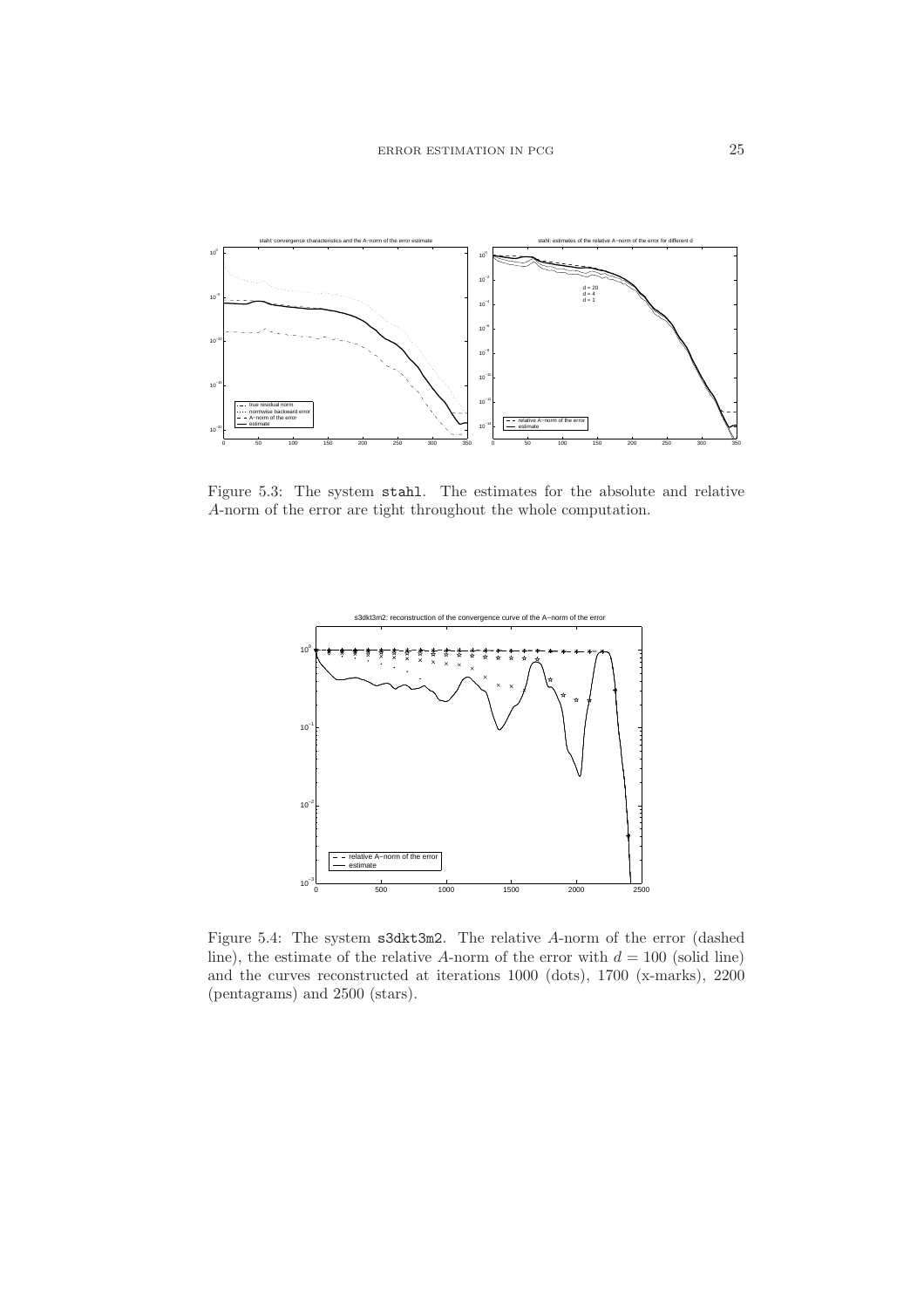Figure 5.3: The system `stahl`. The estimates for the absolute and relative $A$-norm of the error are tight throughout the whole computation.

Figure 5.4: The system `s3dkt3m2`. The relative $A$-norm of the error (dashed line), the estimate of the relative $A$-norm of the error with $d = 100$ (solid line) and the curves reconstructed at iterations 1000 (dots), 1700 (x-marks), 2200 (pentagrams) and 2500 (stars).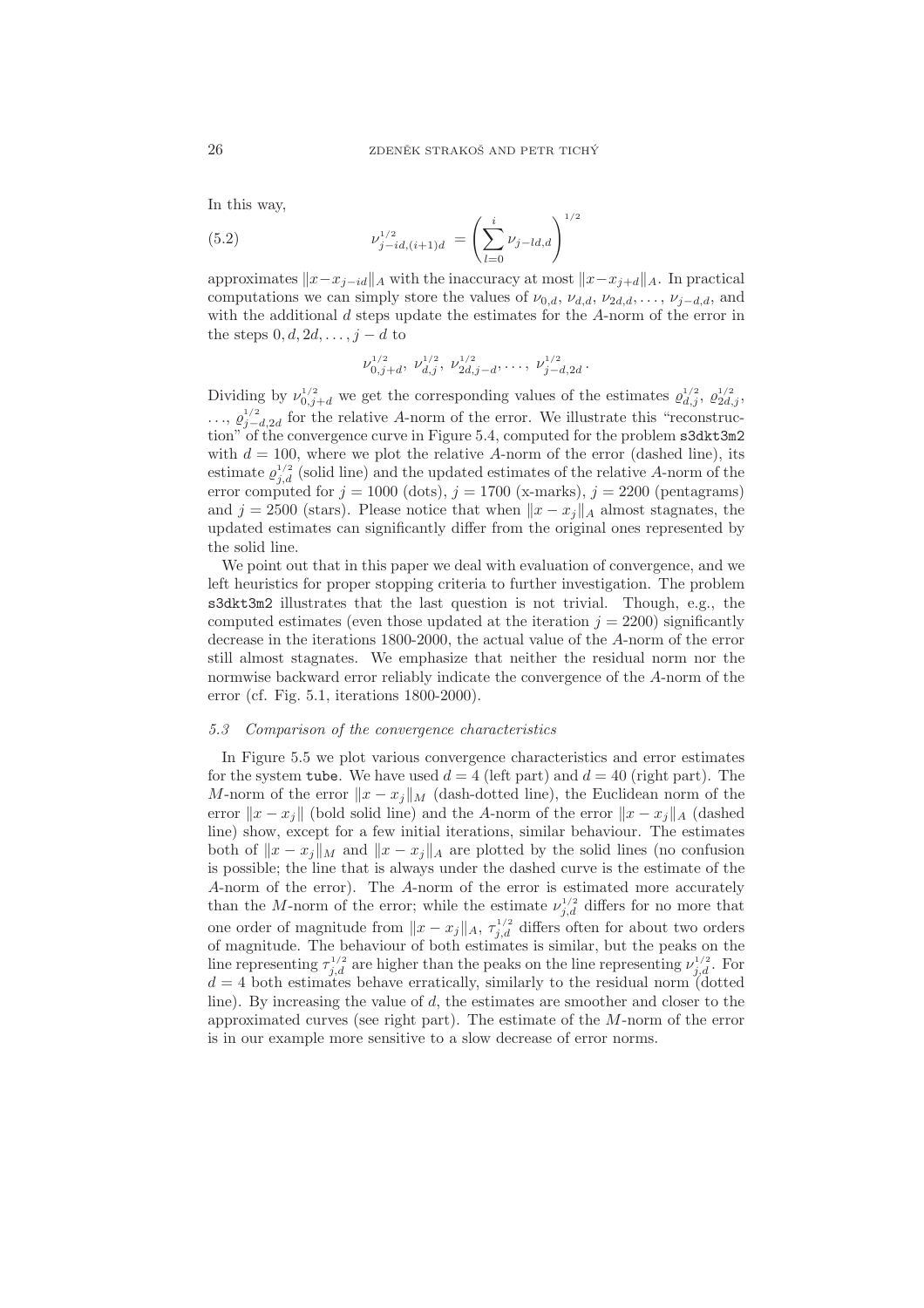In this way,

$$\nu_{j-id,(i+1)d}^{1/2} = \left( \sum_{l=0}^{i} \nu_{j-ld,d} \right)^{1/2} \tag{5.2}$$

approximates $\|x - x_{j-id}\|_A$ with the inaccuracy at most $\|x - x_{j+d}\|_A$. In practical computations we can simply store the values of $\nu_{0,d}$, $\nu_{d,d}$, $\nu_{2d,d}, \ldots, \nu_{j-d,d}$, and with the additional $d$ steps update the estimates for the $A$-norm of the error in the steps $0, d, 2d, \ldots, j-d$ to

$$\nu_{0,j+d}^{1/2},\ \nu_{d,j}^{1/2},\ \nu_{2d,j-d}^{1/2}, \ldots,\ \nu_{j-d,2d}^{1/2}\,.$$

Dividing by $\nu_{0,j+d}^{1/2}$ we get the corresponding values of the estimates $\varrho_{d,j}^{1/2}$, $\varrho_{2d,j}^{1/2}$, $\ldots$, $\varrho_{j-d,2d}^{1/2}$ for the relative $A$-norm of the error. We illustrate this "reconstruction" of the convergence curve in Figure 5.4, computed for the problem `s3dkt3m2` with $d = 100$, where we plot the relative $A$-norm of the error (dashed line), its estimate $\varrho_{j,d}^{1/2}$ (solid line) and the updated estimates of the relative $A$-norm of the error computed for $j = 1000$ (dots), $j = 1700$ (x-marks), $j = 2200$ (pentagrams) and $j = 2500$ (stars). Please notice that when $\|x - x_j\|_A$ almost stagnates, the updated estimates can significantly differ from the original ones represented by the solid line.

We point out that in this paper we deal with evaluation of convergence, and we left heuristics for proper stopping criteria to further investigation. The problem `s3dkt3m2` illustrates that the last question is not trivial. Though, e.g., the computed estimates (even those updated at the iteration $j = 2200$) significantly decrease in the iterations 1800-2000, the actual value of the $A$-norm of the error still almost stagnates. We emphasize that neither the residual norm nor the normwise backward error reliably indicate the convergence of the $A$-norm of the error (cf. Fig. 5.1, iterations 1800-2000).

### *5.3 Comparison of the convergence characteristics*

In Figure 5.5 we plot various convergence characteristics and error estimates for the system `tube`. We have used $d = 4$ (left part) and $d = 40$ (right part). The $M$-norm of the error $\|x - x_j\|_M$ (dash-dotted line), the Euclidean norm of the error $\|x - x_j\|$ (bold solid line) and the $A$-norm of the error $\|x - x_j\|_A$ (dashed line) show, except for a few initial iterations, similar behaviour. The estimates both of $\|x - x_j\|_M$ and $\|x - x_j\|_A$ are plotted by the solid lines (no confusion is possible; the line that is always under the dashed curve is the estimate of the $A$-norm of the error). The $A$-norm of the error is estimated more accurately than the $M$-norm of the error; while the estimate $\nu_{j,d}^{1/2}$ differs for no more that one order of magnitude from $\|x - x_j\|_A$, $\tau_{j,d}^{1/2}$ differs often for about two orders of magnitude. The behaviour of both estimates is similar, but the peaks on the line representing $\tau_{j,d}^{1/2}$ are higher than the peaks on the line representing $\nu_{j,d}^{1/2}$. For $d = 4$ both estimates behave erratically, similarly to the residual norm (dotted line). By increasing the value of $d$, the estimates are smoother and closer to the approximated curves (see right part). The estimate of the $M$-norm of the error is in our example more sensitive to a slow decrease of error norms.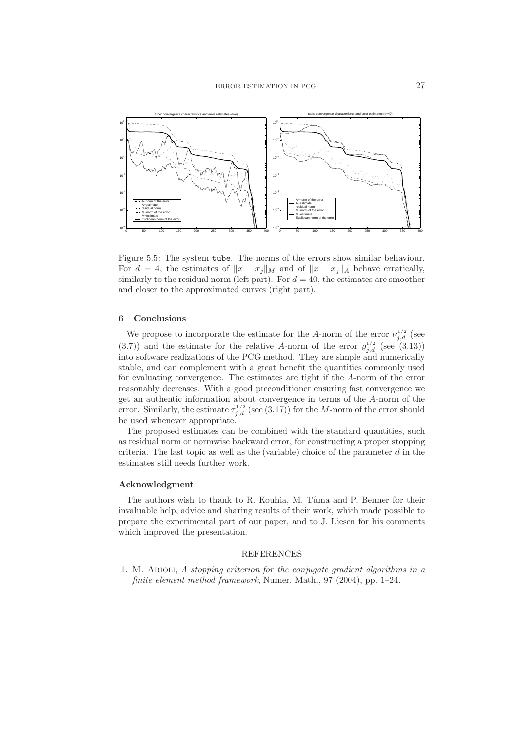Figure 5.5: The system `tube`. The norms of the errors show similar behaviour. For $d = 4$, the estimates of $\|x - x_j\|_M$ and of $\|x - x_j\|_A$ behave erratically, similarly to the residual norm (left part). For $d = 40$, the estimates are smoother and closer to the approximated curves (right part).

## 6 Conclusions

We propose to incorporate the estimate for the $A$-norm of the error $\nu_{j,d}^{1/2}$ (see (3.7)) and the estimate for the relative $A$-norm of the error $\varrho_{j,d}^{1/2}$ (see (3.13)) into software realizations of the PCG method. They are simple and numerically stable, and can complement with a great benefit the quantities commonly used for evaluating convergence. The estimates are tight if the $A$-norm of the error reasonably decreases. With a good preconditioner ensuring fast convergence we get an authentic information about convergence in terms of the $A$-norm of the error. Similarly, the estimate $\tau_{j,d}^{1/2}$ (see (3.17)) for the $M$-norm of the error should be used whenever appropriate.

The proposed estimates can be combined with the standard quantities, such as residual norm or normwise backward error, for constructing a proper stopping criteria. The last topic as well as the (variable) choice of the parameter $d$ in the estimates still needs further work.

### Acknowledgment

The authors wish to thank to R. Kouhia, M. Tůma and P. Benner for their invaluable help, advice and sharing results of their work, which made possible to prepare the experimental part of our paper, and to J. Liesen for his comments which improved the presentation.

## REFERENCES

1. M. Arioli, *A stopping criterion for the conjugate gradient algorithms in a finite element method framework*, Numer. Math., 97 (2004), pp. 1–24.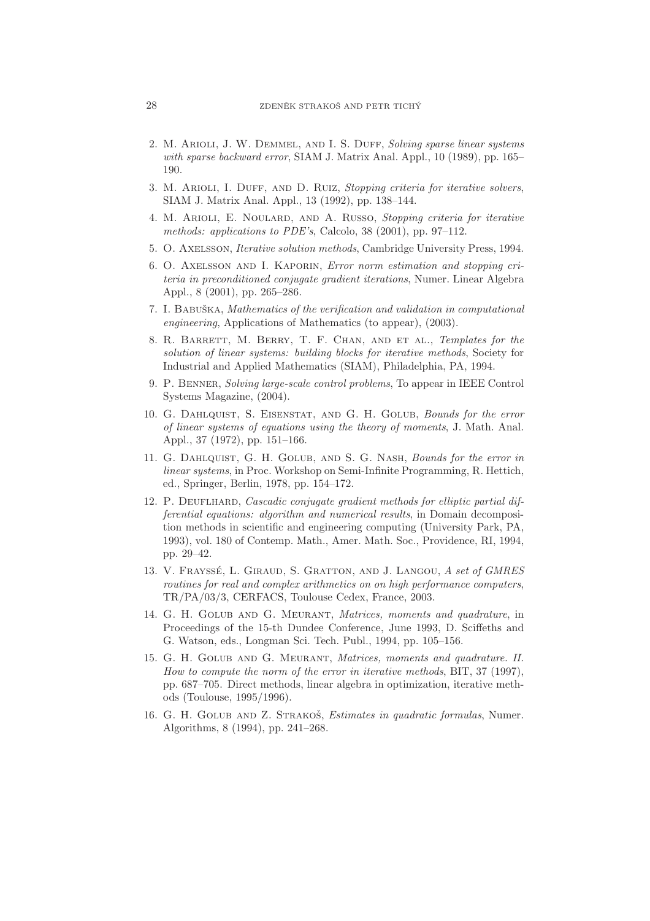2. M. Arioli, J. W. Demmel, and I. S. Duff, *Solving sparse linear systems with sparse backward error*, SIAM J. Matrix Anal. Appl., 10 (1989), pp. 165–190.
3. M. Arioli, I. Duff, and D. Ruiz, *Stopping criteria for iterative solvers*, SIAM J. Matrix Anal. Appl., 13 (1992), pp. 138–144.
4. M. Arioli, E. Noulard, and A. Russo, *Stopping criteria for iterative methods: applications to PDE's*, Calcolo, 38 (2001), pp. 97–112.
5. O. Axelsson, *Iterative solution methods*, Cambridge University Press, 1994.
6. O. Axelsson and I. Kaporin, *Error norm estimation and stopping criteria in preconditioned conjugate gradient iterations*, Numer. Linear Algebra Appl., 8 (2001), pp. 265–286.
7. I. Babuška, *Mathematics of the verification and validation in computational engineering*, Applications of Mathematics (to appear), (2003).
8. R. Barrett, M. Berry, T. F. Chan, and et al., *Templates for the solution of linear systems: building blocks for iterative methods*, Society for Industrial and Applied Mathematics (SIAM), Philadelphia, PA, 1994.
9. P. Benner, *Solving large-scale control problems*, To appear in IEEE Control Systems Magazine, (2004).
10. G. Dahlquist, S. Eisenstat, and G. H. Golub, *Bounds for the error of linear systems of equations using the theory of moments*, J. Math. Anal. Appl., 37 (1972), pp. 151–166.
11. G. Dahlquist, G. H. Golub, and S. G. Nash, *Bounds for the error in linear systems*, in Proc. Workshop on Semi-Infinite Programming, R. Hettich, ed., Springer, Berlin, 1978, pp. 154–172.
12. P. Deuflhard, *Cascadic conjugate gradient methods for elliptic partial differential equations: algorithm and numerical results*, in Domain decomposition methods in scientific and engineering computing (University Park, PA, 1993), vol. 180 of Contemp. Math., Amer. Math. Soc., Providence, RI, 1994, pp. 29–42.
13. V. Frayssé, L. Giraud, S. Gratton, and J. Langou, *A set of GMRES routines for real and complex arithmetics on on high performance computers*, TR/PA/03/3, CERFACS, Toulouse Cedex, France, 2003.
14. G. H. Golub and G. Meurant, *Matrices, moments and quadrature*, in Proceedings of the 15-th Dundee Conference, June 1993, D. Sciffeths and G. Watson, eds., Longman Sci. Tech. Publ., 1994, pp. 105–156.
15. G. H. Golub and G. Meurant, *Matrices, moments and quadrature. II. How to compute the norm of the error in iterative methods*, BIT, 37 (1997), pp. 687–705. Direct methods, linear algebra in optimization, iterative methods (Toulouse, 1995/1996).
16. G. H. Golub and Z. Strakoš, *Estimates in quadratic formulas*, Numer. Algorithms, 8 (1994), pp. 241–268.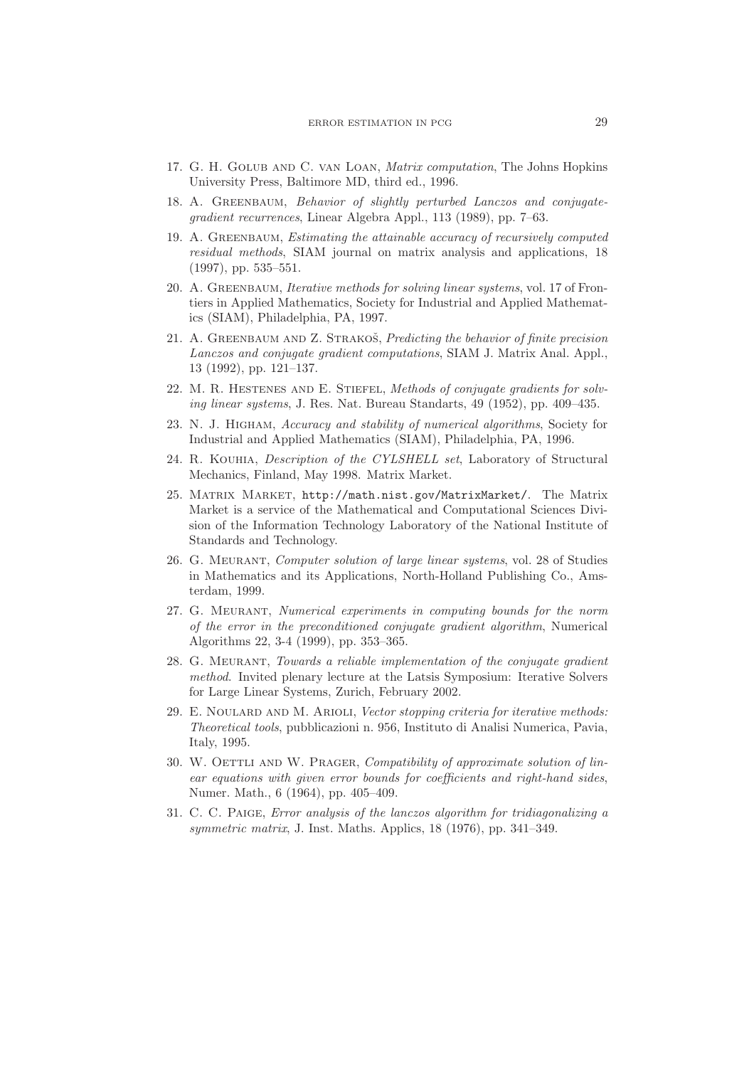17. G. H. Golub and C. van Loan, *Matrix computation*, The Johns Hopkins University Press, Baltimore MD, third ed., 1996.

18. A. Greenbaum, *Behavior of slightly perturbed Lanczos and conjugate-gradient recurrences*, Linear Algebra Appl., 113 (1989), pp. 7–63.

19. A. Greenbaum, *Estimating the attainable accuracy of recursively computed residual methods*, SIAM journal on matrix analysis and applications, 18 (1997), pp. 535–551.

20. A. Greenbaum, *Iterative methods for solving linear systems*, vol. 17 of Frontiers in Applied Mathematics, Society for Industrial and Applied Mathematics (SIAM), Philadelphia, PA, 1997.

21. A. Greenbaum and Z. Strakoš, *Predicting the behavior of finite precision Lanczos and conjugate gradient computations*, SIAM J. Matrix Anal. Appl., 13 (1992), pp. 121–137.

22. M. R. Hestenes and E. Stiefel, *Methods of conjugate gradients for solving linear systems*, J. Res. Nat. Bureau Standarts, 49 (1952), pp. 409–435.

23. N. J. Higham, *Accuracy and stability of numerical algorithms*, Society for Industrial and Applied Mathematics (SIAM), Philadelphia, PA, 1996.

24. R. Kouhia, *Description of the CYLSHELL set*, Laboratory of Structural Mechanics, Finland, May 1998. Matrix Market.

25. Matrix Market, `http://math.nist.gov/MatrixMarket/`. The Matrix Market is a service of the Mathematical and Computational Sciences Division of the Information Technology Laboratory of the National Institute of Standards and Technology.

26. G. Meurant, *Computer solution of large linear systems*, vol. 28 of Studies in Mathematics and its Applications, North-Holland Publishing Co., Amsterdam, 1999.

27. G. Meurant, *Numerical experiments in computing bounds for the norm of the error in the preconditioned conjugate gradient algorithm*, Numerical Algorithms 22, 3-4 (1999), pp. 353–365.

28. G. Meurant, *Towards a reliable implementation of the conjugate gradient method*. Invited plenary lecture at the Latsis Symposium: Iterative Solvers for Large Linear Systems, Zurich, February 2002.

29. E. Noulard and M. Arioli, *Vector stopping criteria for iterative methods: Theoretical tools*, pubblicazioni n. 956, Instituto di Analisi Numerica, Pavia, Italy, 1995.

30. W. Oettli and W. Prager, *Compatibility of approximate solution of linear equations with given error bounds for coefficients and right-hand sides*, Numer. Math., 6 (1964), pp. 405–409.

31. C. C. Paige, *Error analysis of the lanczos algorithm for tridiagonalizing a symmetric matrix*, J. Inst. Maths. Applics, 18 (1976), pp. 341–349.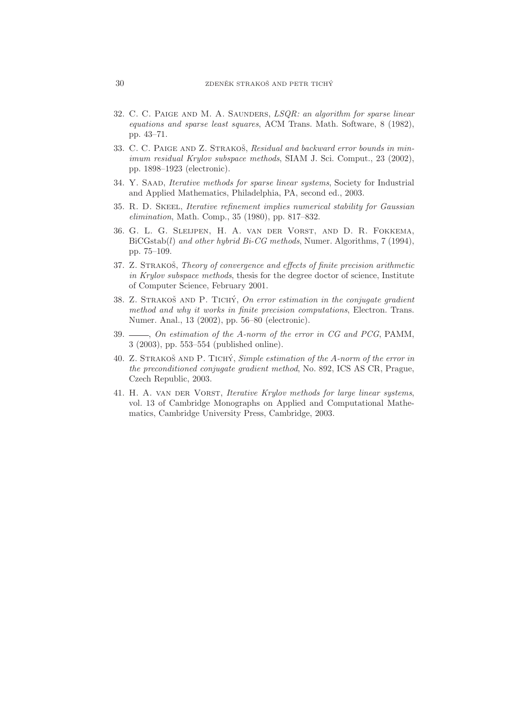32. C. C. Paige and M. A. Saunders, *LSQR: an algorithm for sparse linear equations and sparse least squares*, ACM Trans. Math. Software, 8 (1982), pp. 43–71.

33. C. C. Paige and Z. Strakoš, *Residual and backward error bounds in minimum residual Krylov subspace methods*, SIAM J. Sci. Comput., 23 (2002), pp. 1898–1923 (electronic).

34. Y. Saad, *Iterative methods for sparse linear systems*, Society for Industrial and Applied Mathematics, Philadelphia, PA, second ed., 2003.

35. R. D. Skeel, *Iterative refinement implies numerical stability for Gaussian elimination*, Math. Comp., 35 (1980), pp. 817–832.

36. G. L. G. Sleijpen, H. A. van der Vorst, and D. R. Fokkema, BiCGstab($l$) *and other hybrid Bi-CG methods*, Numer. Algorithms, 7 (1994), pp. 75–109.

37. Z. Strakoš, *Theory of convergence and effects of finite precision arithmetic in Krylov subspace methods*, thesis for the degree doctor of science, Institute of Computer Science, February 2001.

38. Z. Strakoš and P. Tichý, *On error estimation in the conjugate gradient method and why it works in finite precision computations*, Electron. Trans. Numer. Anal., 13 (2002), pp. 56–80 (electronic).

39. ———, *On estimation of the A-norm of the error in CG and PCG*, PAMM, 3 (2003), pp. 553–554 (published online).

40. Z. Strakoš and P. Tichý, *Simple estimation of the A-norm of the error in the preconditioned conjugate gradient method*, No. 892, ICS AS CR, Prague, Czech Republic, 2003.

41. H. A. van der Vorst, *Iterative Krylov methods for large linear systems*, vol. 13 of Cambridge Monographs on Applied and Computational Mathematics, Cambridge University Press, Cambridge, 2003.